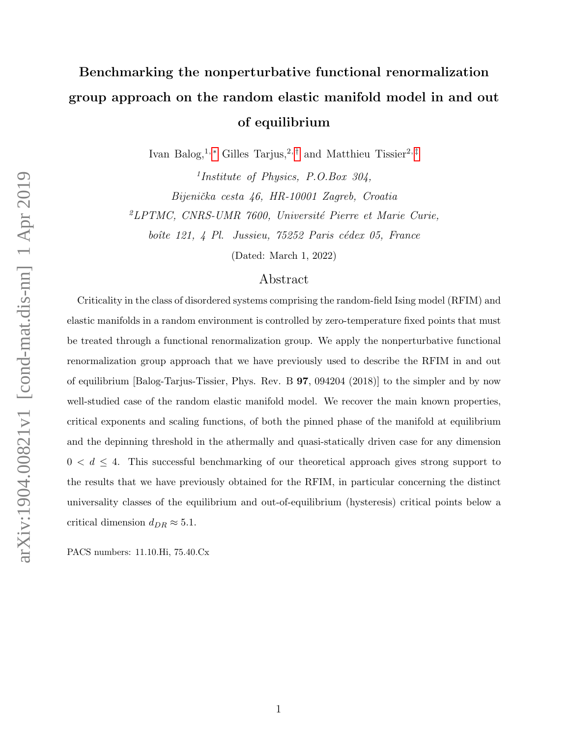# Benchmarking the nonperturbative functional renormalization group approach on the random elastic manifold model in and out of equilibrium

Ivan Balog,[1,*] Gilles Tarjus,[2,†] and Matthieu Tissier[2,‡]

[1] *Institute of Physics, P.O.Box 304, Bijenička cesta 46, HR-10001 Zagreb, Croatia*

[2] *LPTMC, CNRS-UMR 7600, Université Pierre et Marie Curie, boîte 121, 4 Pl. Jussieu, 75252 Paris cédex 05, France*

(Dated: March 1, 2022)

## Abstract

Criticality in the class of disordered systems comprising the random-field Ising model (RFIM) and elastic manifolds in a random environment is controlled by zero-temperature fixed points that must be treated through a functional renormalization group. We apply the nonperturbative functional renormalization group approach that we have previously used to describe the RFIM in and out of equilibrium [Balog-Tarjus-Tissier, Phys. Rev. B **97**, 094204 (2018)] to the simpler and by now well-studied case of the random elastic manifold model. We recover the main known properties, critical exponents and scaling functions, of both the pinned phase of the manifold at equilibrium and the depinning threshold in the athermally and quasi-statically driven case for any dimension $0 < d \leq 4$. This successful benchmarking of our theoretical approach gives strong support to the results that we have previously obtained for the RFIM, in particular concerning the distinct universality classes of the equilibrium and out-of-equilibrium (hysteresis) critical points below a critical dimension $d_{DR} \approx 5.1$.

PACS numbers: 11.10.Hi, 75.40.Cx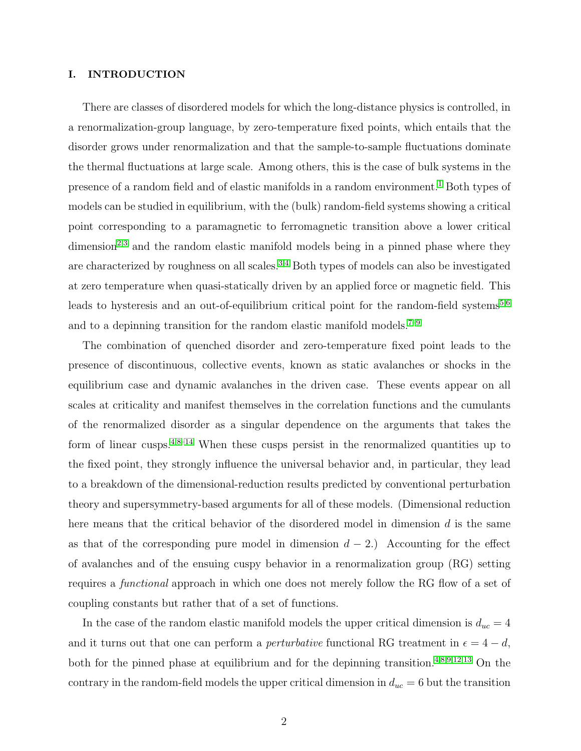## I. INTRODUCTION

There are classes of disordered models for which the long-distance physics is controlled, in a renormalization-group language, by zero-temperature fixed points, which entails that the disorder grows under renormalization and that the sample-to-sample fluctuations dominate the thermal fluctuations at large scale. Among others, this is the case of bulk systems in the presence of a random field and of elastic manifolds in a random environment.[1] Both types of models can be studied in equilibrium, with the (bulk) random-field systems showing a critical point corresponding to a paramagnetic to ferromagnetic transition above a lower critical dimension[2,3] and the random elastic manifold models being in a pinned phase where they are characterized by roughness on all scales.[3,4] Both types of models can also be investigated at zero temperature when quasi-statically driven by an applied force or magnetic field. This leads to hysteresis and an out-of-equilibrium critical point for the random-field systems[5,6] and to a depinning transition for the random elastic manifold models.[7–9]

The combination of quenched disorder and zero-temperature fixed point leads to the presence of discontinuous, collective events, known as static avalanches or shocks in the equilibrium case and dynamic avalanches in the driven case. These events appear on all scales at criticality and manifest themselves in the correlation functions and the cumulants of the renormalized disorder as a singular dependence on the arguments that takes the form of linear cusps.[4,8–14] When these cusps persist in the renormalized quantities up to the fixed point, they strongly influence the universal behavior and, in particular, they lead to a breakdown of the dimensional-reduction results predicted by conventional perturbation theory and supersymmetry-based arguments for all of these models. (Dimensional reduction here means that the critical behavior of the disordered model in dimension $d$ is the same as that of the corresponding pure model in dimension $d-2$.) Accounting for the effect of avalanches and of the ensuing cuspy behavior in a renormalization group (RG) setting requires a *functional* approach in which one does not merely follow the RG flow of a set of coupling constants but rather that of a set of functions.

In the case of the random elastic manifold models the upper critical dimension is $d_{uc} = 4$ and it turns out that one can perform a *perturbative* functional RG treatment in $\epsilon = 4 - d$, both for the pinned phase at equilibrium and for the depinning transition.[4,8,9,12,13] On the contrary in the random-field models the upper critical dimension in $d_{uc} = 6$ but the transition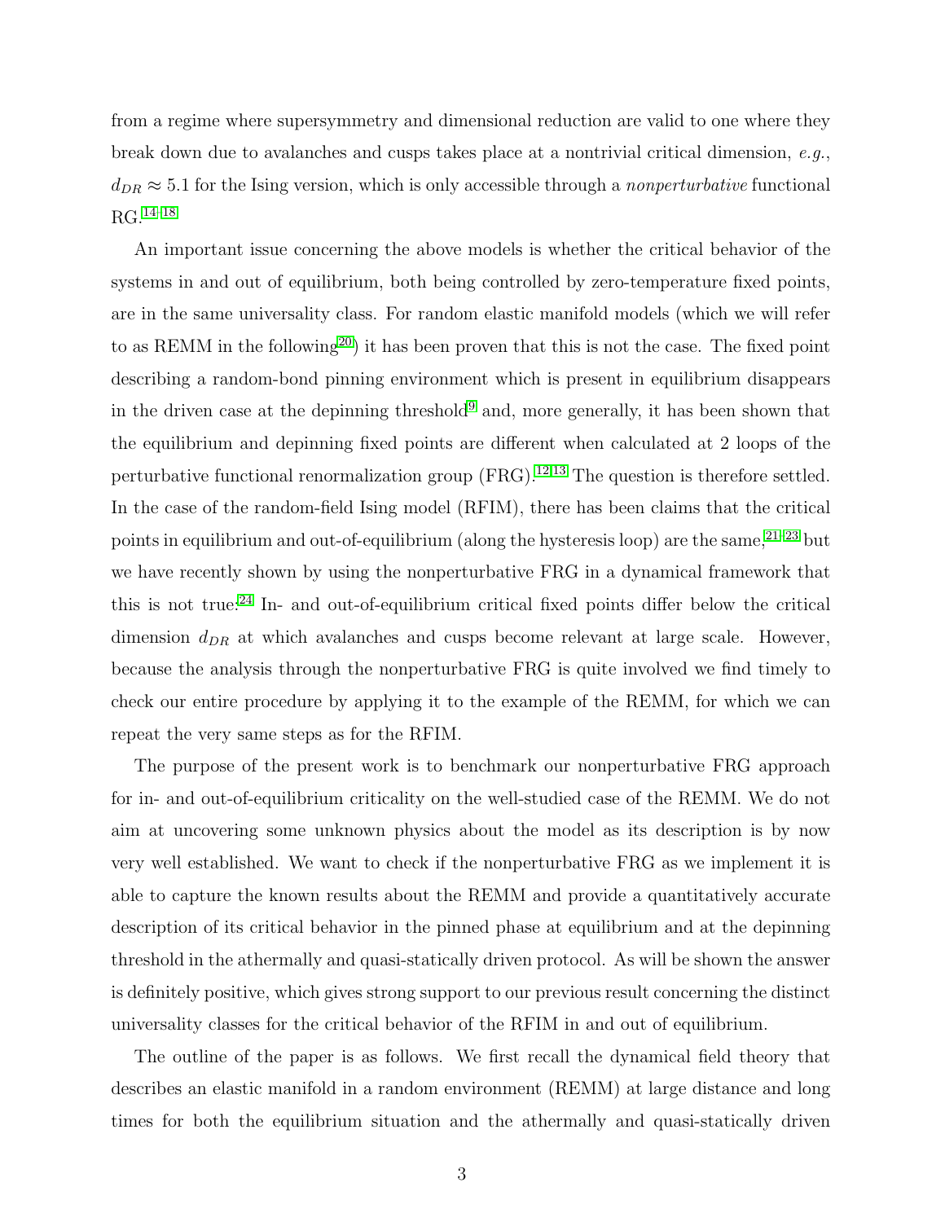from a regime where supersymmetry and dimensional reduction are valid to one where they break down due to avalanches and cusps takes place at a nontrivial critical dimension, *e.g.*, $d_{DR} \approx 5.1$ for the Ising version, which is only accessible through a *nonperturbative* functional RG.[14–18]

An important issue concerning the above models is whether the critical behavior of the systems in and out of equilibrium, both being controlled by zero-temperature fixed points, are in the same universality class. For random elastic manifold models (which we will refer to as REMM in the following[20]) it has been proven that this is not the case. The fixed point describing a random-bond pinning environment which is present in equilibrium disappears in the driven case at the depinning threshold[9] and, more generally, it has been shown that the equilibrium and depinning fixed points are different when calculated at 2 loops of the perturbative functional renormalization group (FRG).[12,13] The question is therefore settled. In the case of the random-field Ising model (RFIM), there has been claims that the critical points in equilibrium and out-of-equilibrium (along the hysteresis loop) are the same,[21–23] but we have recently shown by using the nonperturbative FRG in a dynamical framework that this is not true.[24] In- and out-of-equilibrium critical fixed points differ below the critical dimension $d_{DR}$ at which avalanches and cusps become relevant at large scale. However, because the analysis through the nonperturbative FRG is quite involved we find timely to check our entire procedure by applying it to the example of the REMM, for which we can repeat the very same steps as for the RFIM.

The purpose of the present work is to benchmark our nonperturbative FRG approach for in- and out-of-equilibrium criticality on the well-studied case of the REMM. We do not aim at uncovering some unknown physics about the model as its description is by now very well established. We want to check if the nonperturbative FRG as we implement it is able to capture the known results about the REMM and provide a quantitatively accurate description of its critical behavior in the pinned phase at equilibrium and at the depinning threshold in the athermally and quasi-statically driven protocol. As will be shown the answer is definitely positive, which gives strong support to our previous result concerning the distinct universality classes for the critical behavior of the RFIM in and out of equilibrium.

The outline of the paper is as follows. We first recall the dynamical field theory that describes an elastic manifold in a random environment (REMM) at large distance and long times for both the equilibrium situation and the athermally and quasi-statically driven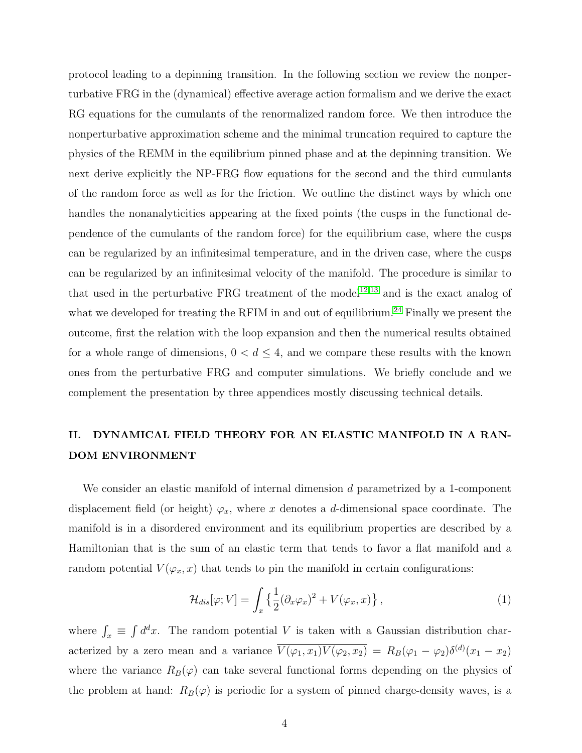protocol leading to a depinning transition. In the following section we review the nonperturbative FRG in the (dynamical) effective average action formalism and we derive the exact RG equations for the cumulants of the renormalized random force. We then introduce the nonperturbative approximation scheme and the minimal truncation required to capture the physics of the REMM in the equilibrium pinned phase and at the depinning transition. We next derive explicitly the NP-FRG flow equations for the second and the third cumulants of the random force as well as for the friction. We outline the distinct ways by which one handles the nonanalyticities appearing at the fixed points (the cusps in the functional dependence of the cumulants of the random force) for the equilibrium case, where the cusps can be regularized by an infinitesimal temperature, and in the driven case, where the cusps can be regularized by an infinitesimal velocity of the manifold. The procedure is similar to that used in the perturbative FRG treatment of the model[12,13] and is the exact analog of what we developed for treating the RFIM in and out of equilibrium.[24] Finally we present the outcome, first the relation with the loop expansion and then the numerical results obtained for a whole range of dimensions, $0 < d \leq 4$, and we compare these results with the known ones from the perturbative FRG and computer simulations. We briefly conclude and we complement the presentation by three appendices mostly discussing technical details.

## II. DYNAMICAL FIELD THEORY FOR AN ELASTIC MANIFOLD IN A RANDOM ENVIRONMENT

We consider an elastic manifold of internal dimension $d$ parametrized by a 1-component displacement field (or height) $\varphi_x$, where $x$ denotes a $d$-dimensional space coordinate. The manifold is in a disordered environment and its equilibrium properties are described by a Hamiltonian that is the sum of an elastic term that tends to favor a flat manifold and a random potential $V(\varphi_x, x)$ that tends to pin the manifold in certain configurations:

$$\mathcal{H}_{dis}[\varphi; V] = \int_x \big\{ \frac{1}{2}(\partial_x \varphi_x)^2 + V(\varphi_x, x) \big\}, \tag{1}$$

where $\int_x \equiv \int d^dx$. The random potential $V$ is taken with a Gaussian distribution characterized by a zero mean and a variance $\overline{V(\varphi_1, x_1)V(\varphi_2, x_2)} = R_B(\varphi_1 - \varphi_2)\delta^{(d)}(x_1 - x_2)$ where the variance $R_B(\varphi)$ can take several functional forms depending on the physics of the problem at hand: $R_B(\varphi)$ is periodic for a system of pinned charge-density waves, is a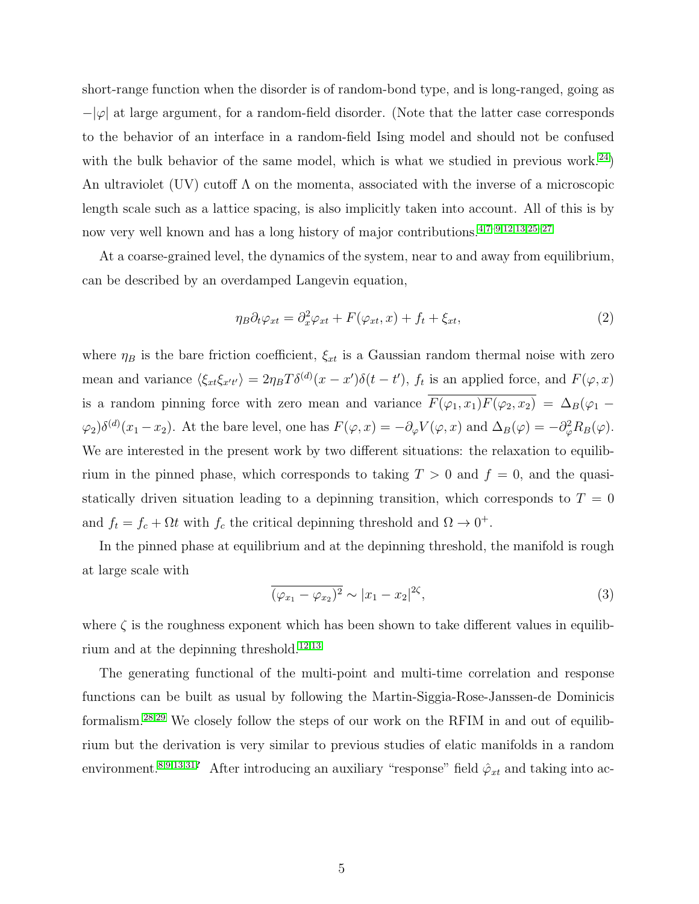short-range function when the disorder is of random-bond type, and is long-ranged, going as $-|\varphi|$ at large argument, for a random-field disorder. (Note that the latter case corresponds to the behavior of an interface in a random-field Ising model and should not be confused with the bulk behavior of the same model, which is what we studied in previous work.[24]) An ultraviolet (UV) cutoff $\Lambda$ on the momenta, associated with the inverse of a microscopic length scale such as a lattice spacing, is also implicitly taken into account. All of this is by now very well known and has a long history of major contributions.[4,7–9,12,13,25–27]

At a coarse-grained level, the dynamics of the system, near to and away from equilibrium, can be described by an overdamped Langevin equation,

$$\eta_B \partial_t \varphi_{xt} = \partial_x^2 \varphi_{xt} + F(\varphi_{xt}, x) + f_t + \xi_{xt}, \tag{2}$$

where $\eta_B$ is the bare friction coefficient, $\xi_{xt}$ is a Gaussian random thermal noise with zero mean and variance $\langle \xi_{xt} \xi_{x't'} \rangle = 2\eta_B T \delta^{(d)}(x - x')\delta(t - t')$, $f_t$ is an applied force, and $F(\varphi, x)$ is a random pinning force with zero mean and variance $\overline{F(\varphi_1, x_1)F(\varphi_2, x_2)} = \Delta_B(\varphi_1 - \varphi_2)\delta^{(d)}(x_1 - x_2)$. At the bare level, one has $F(\varphi, x) = -\partial_\varphi V(\varphi, x)$ and $\Delta_B(\varphi) = -\partial_\varphi^2 R_B(\varphi)$. We are interested in the present work by two different situations: the relaxation to equilibrium in the pinned phase, which corresponds to taking $T > 0$ and $f = 0$, and the quasi-statically driven situation leading to a depinning transition, which corresponds to $T = 0$ and $f_t = f_c + \Omega t$ with $f_c$ the critical depinning threshold and $\Omega \to 0^+$.

In the pinned phase at equilibrium and at the depinning threshold, the manifold is rough at large scale with

$$\overline{(\varphi_{x_1} - \varphi_{x_2})^2} \sim |x_1 - x_2|^{2\zeta}, \tag{3}$$

where $\zeta$ is the roughness exponent which has been shown to take different values in equilibrium and at the depinning threshold.[12,13]

The generating functional of the multi-point and multi-time correlation and response functions can be built as usual by following the Martin-Siggia-Rose-Janssen-de Dominicis formalism.[28,29] We closely follow the steps of our work on the RFIM in and out of equilibrium but the derivation is very similar to previous studies of elatic manifolds in a random environment.[8,9,13,31,?] After introducing an auxiliary "response" field $\hat{\varphi}_{xt}$ and taking into ac-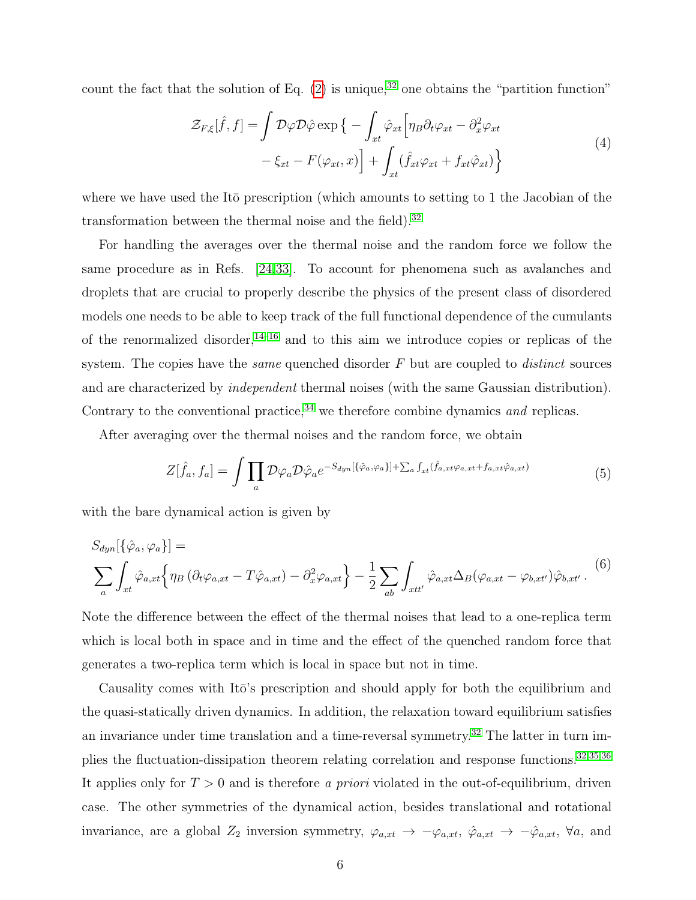count the fact that the solution of Eq. (2) is unique,[32] one obtains the "partition function"

$$
\begin{aligned}
\mathcal{Z}_{F,\xi}[\hat{f}, f] = \int \mathcal{D}\varphi \mathcal{D}\hat{\varphi} \exp\Big\{ - \int_{xt} \hat{\varphi}_{xt}\Big[\eta_B \partial_t \varphi_{xt} - \partial_x^2 \varphi_{xt} \\
- \xi_{xt} - F(\varphi_{xt}, x)\Big] + \int_{xt} (\hat{f}_{xt}\varphi_{xt} + f_{xt}\hat{\varphi}_{xt})\Big\}
\end{aligned}
\tag{4}
$$

where we have used the Itō prescription (which amounts to setting to 1 the Jacobian of the transformation between the thermal noise and the field).[32]

For handling the averages over the thermal noise and the random force we follow the same procedure as in Refs. [24,33]. To account for phenomena such as avalanches and droplets that are crucial to properly describe the physics of the present class of disordered models one needs to be able to keep track of the full functional dependence of the cumulants of the renormalized disorder,[14–16] and to this aim we introduce copies or replicas of the system. The copies have the *same* quenched disorder $F$ but are coupled to *distinct* sources and are characterized by *independent* thermal noises (with the same Gaussian distribution). Contrary to the conventional practice,[34] we therefore combine dynamics *and* replicas.

After averaging over the thermal noises and the random force, we obtain

$$
Z[\hat{f}_a, f_a] = \int \prod_a \mathcal{D}\varphi_a \mathcal{D}\hat{\varphi}_a e^{-S_{dyn}[\{\hat{\varphi}_a, \varphi_a\}] + \sum_a \int_{xt}(\hat{f}_{a,xt}\varphi_{a,xt} + f_{a,xt}\hat{\varphi}_{a,xt})}
\tag{5}
$$

with the bare dynamical action is given by

$$
\begin{aligned}
&S_{dyn}[\{\hat{\varphi}_a, \varphi_a\}] = \\
&\sum_a \int_{xt} \hat{\varphi}_{a,xt}\Big\{\eta_B\left(\partial_t \varphi_{a,xt} - T\hat{\varphi}_{a,xt}\right) - \partial_x^2 \varphi_{a,xt}\Big\} - \frac{1}{2}\sum_{ab}\int_{xtt'} \hat{\varphi}_{a,xt}\Delta_B(\varphi_{a,xt} - \varphi_{b,xt'})\hat{\varphi}_{b,xt'} \,.
\end{aligned}
\tag{6}
$$

Note the difference between the effect of the thermal noises that lead to a one-replica term which is local both in space and in time and the effect of the quenched random force that generates a two-replica term which is local in space but not in time.

Causality comes with Itō's prescription and should apply for both the equilibrium and the quasi-statically driven dynamics. In addition, the relaxation toward equilibrium satisfies an invariance under time translation and a time-reversal symmetry.[32] The latter in turn implies the fluctuation-dissipation theorem relating correlation and response functions.[32,35,36] It applies only for $T > 0$ and is therefore *a priori* violated in the out-of-equilibrium, driven case. The other symmetries of the dynamical action, besides translational and rotational invariance, are a global $Z_2$ inversion symmetry, $\varphi_{a,xt} \to -\varphi_{a,xt}$, $\hat{\varphi}_{a,xt} \to -\hat{\varphi}_{a,xt}$, $\forall a$, and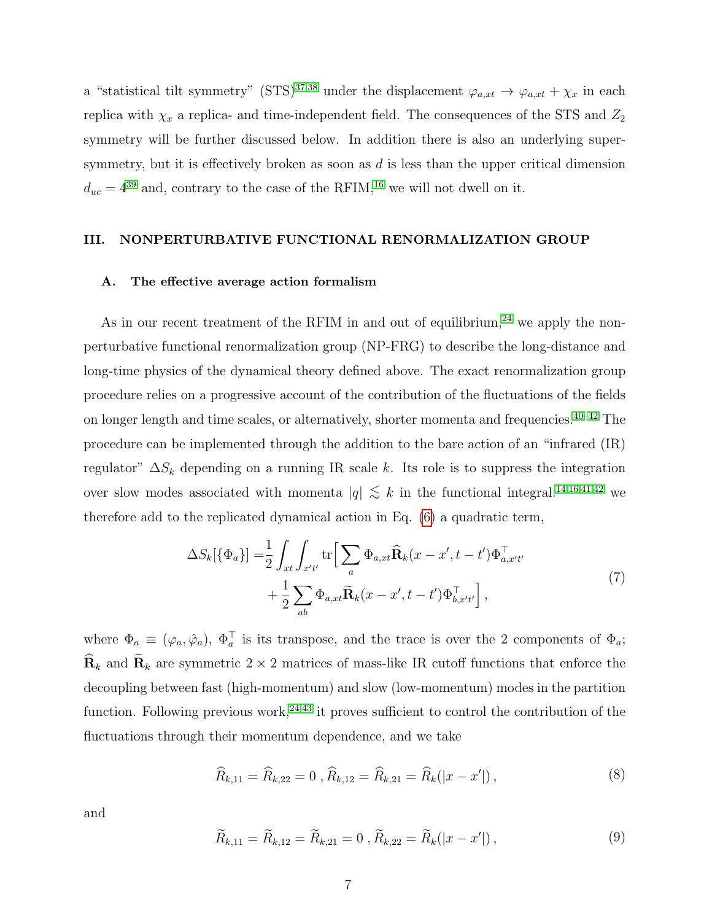a "statistical tilt symmetry" (STS)[37,38] under the displacement $\varphi_{a,xt} \to \varphi_{a,xt} + \chi_x$ in each replica with $\chi_x$ a replica- and time-independent field. The consequences of the STS and $Z_2$ symmetry will be further discussed below. In addition there is also an underlying supersymmetry, but it is effectively broken as soon as $d$ is less than the upper critical dimension $d_{uc} = 4$[39] and, contrary to the case of the RFIM,[16] we will not dwell on it.

## III. NONPERTURBATIVE FUNCTIONAL RENORMALIZATION GROUP

### A. The effective average action formalism

As in our recent treatment of the RFIM in and out of equilibrium,[24] we apply the nonperturbative functional renormalization group (NP-FRG) to describe the long-distance and long-time physics of the dynamical theory defined above. The exact renormalization group procedure relies on a progressive account of the contribution of the fluctuations of the fields on longer length and time scales, or alternatively, shorter momenta and frequencies.[40–42] The procedure can be implemented through the addition to the bare action of an "infrared (IR) regulator" $\Delta S_k$ depending on a running IR scale $k$. Its role is to suppress the integration over slow modes associated with momenta $|q| \lesssim k$ in the functional integral.[14,16,41,42] we therefore add to the replicated dynamical action in Eq. (6) a quadratic term,

$$
\begin{aligned}
\Delta S_k[\{\Phi_a\}] =& \frac{1}{2}\int_{xt}\int_{x't'} \mathrm{tr}\Big[\sum_a \Phi_{a,xt}\widehat{\mathbf{R}}_k(x-x',t-t')\Phi^{\top}_{a,x't'} \\
&+ \frac{1}{2}\sum_{ab} \Phi_{a,xt}\widetilde{\mathbf{R}}_k(x-x',t-t')\Phi^{\top}_{b,x't'}\Big] ,
\end{aligned}
\tag{7}
$$

where $\Phi_a \equiv (\varphi_a, \hat{\varphi}_a)$, $\Phi_a^{\top}$ is its transpose, and the trace is over the 2 components of $\Phi_a$; $\widehat{\mathbf{R}}_k$ and $\widetilde{\mathbf{R}}_k$ are symmetric $2\times 2$ matrices of mass-like IR cutoff functions that enforce the decoupling between fast (high-momentum) and slow (low-momentum) modes in the partition function. Following previous work,[24,43] it proves sufficient to control the contribution of the fluctuations through their momentum dependence, and we take

$$
\widehat{R}_{k,11} = \widehat{R}_{k,22} = 0\ , \widehat{R}_{k,12} = \widehat{R}_{k,21} = \widehat{R}_k(|x-x'|)\,,
\tag{8}
$$

and

$$
\widetilde{R}_{k,11} = \widetilde{R}_{k,12} = \widetilde{R}_{k,21} = 0\ , \widetilde{R}_{k,22} = \widetilde{R}_k(|x-x'|)\,,
\tag{9}
$$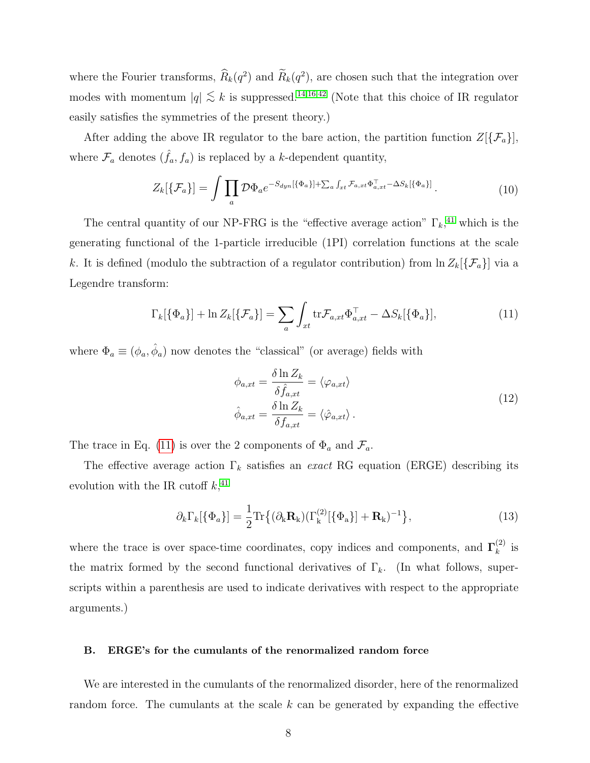where the Fourier transforms, $\widehat{R}_k(q^2)$ and $\widetilde{R}_k(q^2)$, are chosen such that the integration over modes with momentum $|q| \lesssim k$ is suppressed.[14,16,42] (Note that this choice of IR regulator easily satisfies the symmetries of the present theory.)

After adding the above IR regulator to the bare action, the partition function $Z[\{\mathcal{F}_a\}]$, where $\mathcal{F}_a$ denotes $(\hat{f}_a, f_a)$ is replaced by a $k$-dependent quantity,

$$Z_k[\{\mathcal{F}_a\}] = \int \prod_a \mathcal{D}\Phi_a e^{-S_{dyn}[\{\Phi_a\}] + \sum_a \int_{xt} \mathcal{F}_{a,xt}\Phi_{a,xt}^\top - \Delta S_k[\{\Phi_a\}]}. \tag{10}$$

The central quantity of our NP-FRG is the "effective average action" $\Gamma_k$,[41] which is the generating functional of the 1-particle irreducible (1PI) correlation functions at the scale $k$. It is defined (modulo the subtraction of a regulator contribution) from $\ln Z_k[\{\mathcal{F}_a\}]$ via a Legendre transform:

$$\Gamma_k[\{\Phi_a\}] + \ln Z_k[\{\mathcal{F}_a\}] = \sum_a \int_{xt} \mathrm{tr}\mathcal{F}_{a,xt}\Phi_{a,xt}^\top - \Delta S_k[\{\Phi_a\}], \tag{11}$$

where $\Phi_a \equiv (\phi_a, \hat{\phi}_a)$ now denotes the "classical" (or average) fields with

$$\begin{aligned} \phi_{a,xt} &= \frac{\delta \ln Z_k}{\delta \hat{f}_{a,xt}} = \langle \varphi_{a,xt} \rangle \\ \hat{\phi}_{a,xt} &= \frac{\delta \ln Z_k}{\delta f_{a,xt}} = \langle \hat{\varphi}_{a,xt} \rangle \,. \end{aligned} \tag{12}$$

The trace in Eq. (11) is over the 2 components of $\Phi_a$ and $\mathcal{F}_a$.

The effective average action $\Gamma_k$ satisfies an *exact* RG equation (ERGE) describing its evolution with the IR cutoff $k$,[41]

$$\partial_k \Gamma_k[\{\Phi_a\}] = \frac{1}{2}\mathrm{Tr}\big\{(\partial_k \mathbf{R}_k)(\Gamma_k^{(2)}[\{\Phi_a\}] + \mathbf{R}_k)^{-1}\big\}, \tag{13}$$

where the trace is over space-time coordinates, copy indices and components, and $\mathbf{\Gamma}_k^{(2)}$ is the matrix formed by the second functional derivatives of $\Gamma_k$. (In what follows, superscripts within a parenthesis are used to indicate derivatives with respect to the appropriate arguments.)

### B. ERGE's for the cumulants of the renormalized random force

We are interested in the cumulants of the renormalized disorder, here of the renormalized random force. The cumulants at the scale $k$ can be generated by expanding the effective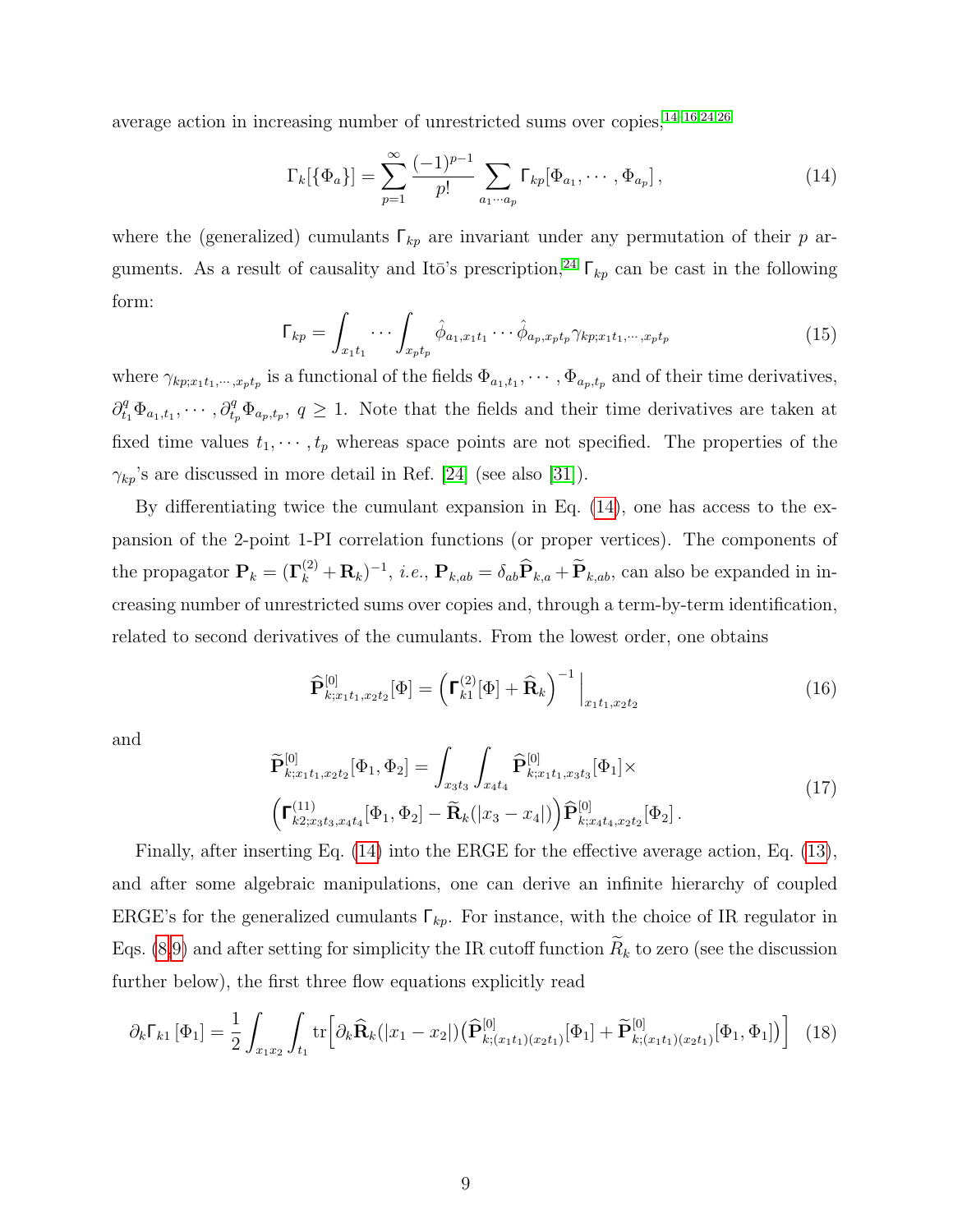average action in increasing number of unrestricted sums over copies,[14,16,24,26]

$$\Gamma_k[\{\Phi_a\}] = \sum_{p=1}^{\infty} \frac{(-1)^{p-1}}{p!} \sum_{a_1 \cdots a_p} \mathsf{\Gamma}_{kp}[\Phi_{a_1}, \cdots, \Phi_{a_p}]\,, \tag{14}$$

where the (generalized) cumulants $\mathsf{\Gamma}_{kp}$ are invariant under any permutation of their $p$ arguments. As a result of causality and Itō's prescription,[24] $\mathsf{\Gamma}_{kp}$ can be cast in the following form:

$$\mathsf{\Gamma}_{kp} = \int_{x_1 t_1} \cdots \int_{x_p t_p} \hat{\phi}_{a_1, x_1 t_1} \cdots \hat{\phi}_{a_p, x_p t_p} \gamma_{kp; x_1 t_1, \cdots, x_p t_p} \tag{15}$$

where $\gamma_{kp;x_1 t_1,\cdots,x_p t_p}$ is a functional of the fields $\Phi_{a_1,t_1}, \cdots, \Phi_{a_p,t_p}$ and of their time derivatives, $\partial_{t_1}^q \Phi_{a_1,t_1}, \cdots, \partial_{t_p}^q \Phi_{a_p,t_p}$, $q \geq 1$. Note that the fields and their time derivatives are taken at fixed time values $t_1, \cdots, t_p$ whereas space points are not specified. The properties of the $\gamma_{kp}$'s are discussed in more detail in Ref. [24] (see also [31]).

By differentiating twice the cumulant expansion in Eq. (14), one has access to the expansion of the 2-point 1-PI correlation functions (or proper vertices). The components of the propagator $\mathbf{P}_k = (\mathbf{\Gamma}_k^{(2)} + \mathbf{R}_k)^{-1}$, *i.e.*, $\mathbf{P}_{k,ab} = \delta_{ab} \widehat{\mathbf{P}}_{k,a} + \widetilde{\mathbf{P}}_{k,ab}$, can also be expanded in increasing number of unrestricted sums over copies and, through a term-by-term identification, related to second derivatives of the cumulants. From the lowest order, one obtains

$$\widehat{\mathbf{P}}^{[0]}_{k;x_1 t_1, x_2 t_2}[\Phi] = \left( \mathbf{\Gamma}^{(2)}_{k1}[\Phi] + \widehat{\mathbf{R}}_k \right)^{-1} \Big|_{x_1 t_1, x_2 t_2} \tag{16}$$

and

$$\begin{aligned} \widetilde{\mathbf{P}}^{[0]}_{k;x_1 t_1, x_2 t_2}[\Phi_1, \Phi_2] = \int_{x_3 t_3} \int_{x_4 t_4} \widehat{\mathbf{P}}^{[0]}_{k;x_1 t_1, x_3 t_3}[\Phi_1] \times \\ \left( \mathbf{\Gamma}^{(11)}_{k2;x_3 t_3, x_4 t_4}[\Phi_1, \Phi_2] - \widetilde{\mathbf{R}}_k(|x_3 - x_4|) \right) \widehat{\mathbf{P}}^{[0]}_{k;x_4 t_4, x_2 t_2}[\Phi_2]\,. \end{aligned} \tag{17}$$

Finally, after inserting Eq. (14) into the ERGE for the effective average action, Eq. (13), and after some algebraic manipulations, one can derive an infinite hierarchy of coupled ERGE's for the generalized cumulants $\mathsf{\Gamma}_{kp}$. For instance, with the choice of IR regulator in Eqs. (8,9) and after setting for simplicity the IR cutoff function $\widetilde{R}_k$ to zero (see the discussion further below), the first three flow equations explicitly read

$$\partial_k \mathsf{\Gamma}_{k1}[\Phi_1] = \frac{1}{2} \int_{x_1 x_2} \int_{t_1} \mathrm{tr} \Big[ \partial_k \widehat{\mathbf{R}}_k(|x_1 - x_2|) \big( \widehat{\mathbf{P}}^{[0]}_{k;(x_1 t_1)(x_2 t_1)}[\Phi_1] + \widetilde{\mathbf{P}}^{[0]}_{k;(x_1 t_1)(x_2 t_1)}[\Phi_1, \Phi_1] \big) \Big] \tag{18}$$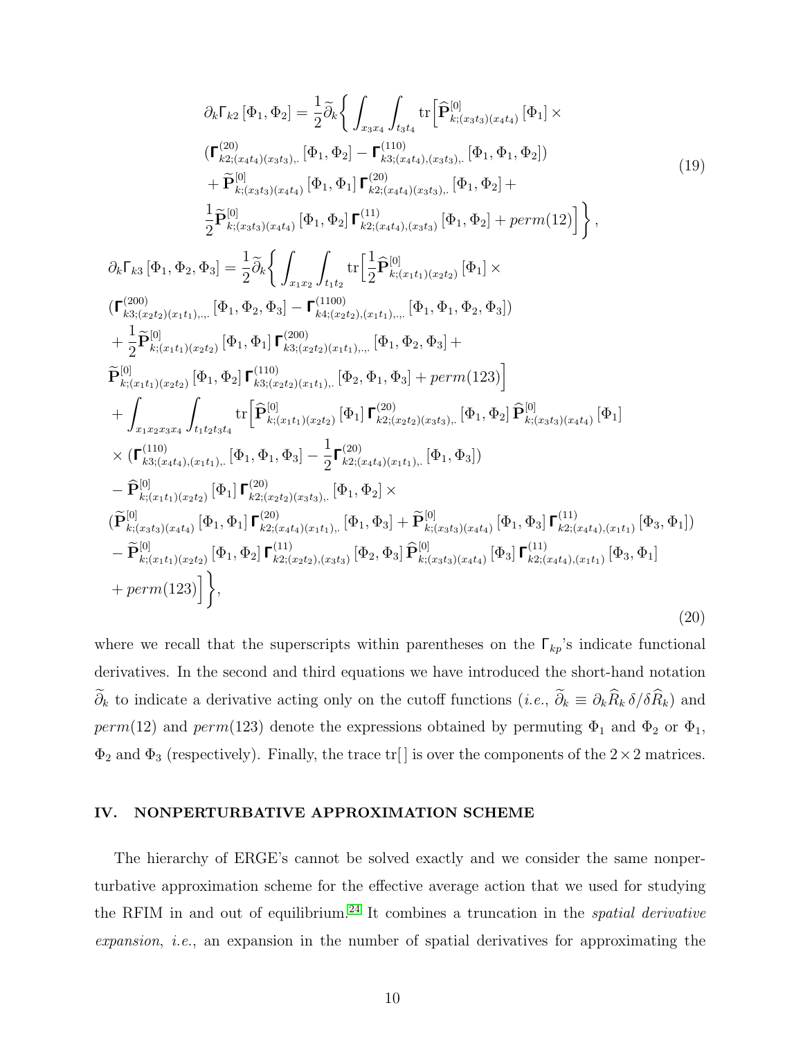$$
\begin{aligned}
\partial_k \Gamma_{k2}\left[\Phi_1, \Phi_2\right] = &\frac{1}{2}\widetilde{\partial}_k \bigg\{ \int_{x_3 x_4}\int_{t_3 t_4} \mathrm{tr}\Big[\widehat{\mathbf{P}}^{[0]}_{k;(x_3t_3)(x_4t_4)}\left[\Phi_1\right] \times \\
&(\mathbf{\Gamma}^{(20)}_{k2;(x_4t_4)(x_3t_3),.}\left[\Phi_1,\Phi_2\right] - \mathbf{\Gamma}^{(110)}_{k3;(x_4t_4),(x_3t_3),.}\left[\Phi_1,\Phi_1,\Phi_2\right]) \\
&+ \widetilde{\mathbf{P}}^{[0]}_{k;(x_3t_3)(x_4t_4)}\left[\Phi_1,\Phi_1\right]\mathbf{\Gamma}^{(20)}_{k2;(x_4t_4)(x_3t_3),.}\left[\Phi_1,\Phi_2\right] + \\
&\frac{1}{2}\widetilde{\mathbf{P}}^{[0]}_{k;(x_3t_3)(x_4t_4)}\left[\Phi_1,\Phi_2\right]\mathbf{\Gamma}^{(11)}_{k2;(x_4t_4),(x_3t_3)}\left[\Phi_1,\Phi_2\right] + perm(12)\Big]\bigg\},
\end{aligned}
\tag{19}
$$

$$
\begin{aligned}
\partial_k \Gamma_{k3}\left[\Phi_1,\Phi_2,\Phi_3\right] = &\frac{1}{2}\widetilde{\partial}_k \bigg\{ \int_{x_1x_2}\int_{t_1t_2} \mathrm{tr}\Big[\frac{1}{2}\widehat{\mathbf{P}}^{[0]}_{k;(x_1t_1)(x_2t_2)}\left[\Phi_1\right] \times \\
&(\mathbf{\Gamma}^{(200)}_{k3;(x_2t_2)(x_1t_1),.,.}\left[\Phi_1,\Phi_2,\Phi_3\right] - \mathbf{\Gamma}^{(1100)}_{k4;(x_2t_2),(x_1t_1),.,.}\left[\Phi_1,\Phi_1,\Phi_2,\Phi_3\right]) \\
&+ \frac{1}{2}\widetilde{\mathbf{P}}^{[0]}_{k;(x_1t_1)(x_2t_2)}\left[\Phi_1,\Phi_1\right]\mathbf{\Gamma}^{(200)}_{k3;(x_2t_2)(x_1t_1),.,.}\left[\Phi_1,\Phi_2,\Phi_3\right] + \\
&\widetilde{\mathbf{P}}^{[0]}_{k;(x_1t_1)(x_2t_2)}\left[\Phi_1,\Phi_2\right]\mathbf{\Gamma}^{(110)}_{k3;(x_2t_2)(x_1t_1),.}\left[\Phi_2,\Phi_1,\Phi_3\right] + perm(123)\Big] \\
&+ \int_{x_1x_2x_3x_4}\int_{t_1t_2t_3t_4} \mathrm{tr}\Big[\widehat{\mathbf{P}}^{[0]}_{k;(x_1t_1)(x_2t_2)}\left[\Phi_1\right]\mathbf{\Gamma}^{(20)}_{k2;(x_2t_2)(x_3t_3),.}\left[\Phi_1,\Phi_2\right]\widehat{\mathbf{P}}^{[0]}_{k;(x_3t_3)(x_4t_4)}\left[\Phi_1\right] \\
&\times (\mathbf{\Gamma}^{(110)}_{k3;(x_4t_4),(x_1t_1),.}\left[\Phi_1,\Phi_1,\Phi_3\right] - \frac{1}{2}\mathbf{\Gamma}^{(20)}_{k2;(x_4t_4)(x_1t_1),.}\left[\Phi_1,\Phi_3\right]) \\
&- \widehat{\mathbf{P}}^{[0]}_{k;(x_1t_1)(x_2t_2)}\left[\Phi_1\right]\mathbf{\Gamma}^{(20)}_{k2;(x_2t_2)(x_3t_3),.}\left[\Phi_1,\Phi_2\right] \times \\
&(\widetilde{\mathbf{P}}^{[0]}_{k;(x_3t_3)(x_4t_4)}\left[\Phi_1,\Phi_1\right]\mathbf{\Gamma}^{(20)}_{k2;(x_4t_4)(x_1t_1),.}\left[\Phi_1,\Phi_3\right] + \widetilde{\mathbf{P}}^{[0]}_{k;(x_3t_3)(x_4t_4)}\left[\Phi_1,\Phi_3\right]\mathbf{\Gamma}^{(11)}_{k2;(x_4t_4),(x_1t_1)}\left[\Phi_3,\Phi_1\right]) \\
&- \widetilde{\mathbf{P}}^{[0]}_{k;(x_1t_1)(x_2t_2)}\left[\Phi_1,\Phi_2\right]\mathbf{\Gamma}^{(11)}_{k2;(x_2t_2),(x_3t_3)}\left[\Phi_2,\Phi_3\right]\widehat{\mathbf{P}}^{[0]}_{k;(x_3t_3)(x_4t_4)}\left[\Phi_3\right]\mathbf{\Gamma}^{(11)}_{k2;(x_4t_4),(x_1t_1)}\left[\Phi_3,\Phi_1\right] \\
&+ perm(123)\Big]\bigg\},
\end{aligned}
\tag{20}
$$

where we recall that the superscripts within parentheses on the $\Gamma_{kp}$'s indicate functional derivatives. In the second and third equations we have introduced the short-hand notation $\widetilde{\partial}_k$ to indicate a derivative acting only on the cutoff functions (*i.e.*, $\widetilde{\partial}_k \equiv \partial_k \widehat{R}_k\, \delta/\delta\widehat{R}_k$) and $perm(12)$ and $perm(123)$ denote the expressions obtained by permuting $\Phi_1$ and $\Phi_2$ or $\Phi_1$, $\Phi_2$ and $\Phi_3$ (respectively). Finally, the trace tr[] is over the components of the $2\times2$ matrices.

## IV. NONPERTURBATIVE APPROXIMATION SCHEME

The hierarchy of ERGE's cannot be solved exactly and we consider the same nonperturbative approximation scheme for the effective average action that we used for studying the RFIM in and out of equilibrium.[24] It combines a truncation in the *spatial derivative expansion*, *i.e.*, an expansion in the number of spatial derivatives for approximating the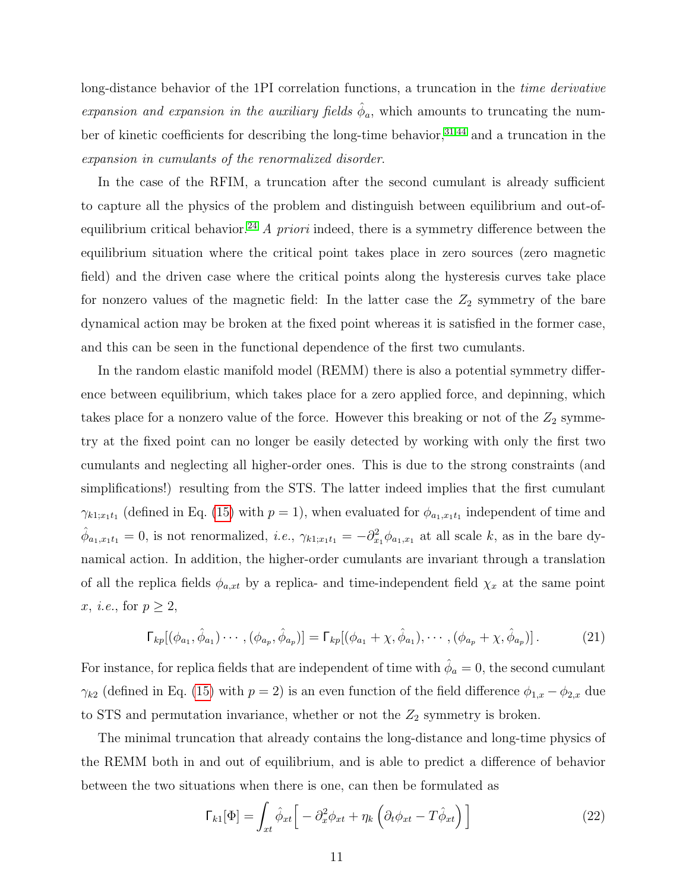long-distance behavior of the 1PI correlation functions, a truncation in the *time derivative expansion and expansion in the auxiliary fields* $\hat{\phi}_a$, which amounts to truncating the number of kinetic coefficients for describing the long-time behavior,[31,44] and a truncation in the *expansion in cumulants of the renormalized disorder*.

In the case of the RFIM, a truncation after the second cumulant is already sufficient to capture all the physics of the problem and distinguish between equilibrium and out-of-equilibrium critical behavior.[24] *A priori* indeed, there is a symmetry difference between the equilibrium situation where the critical point takes place in zero sources (zero magnetic field) and the driven case where the critical points along the hysteresis curves take place for nonzero values of the magnetic field: In the latter case the $Z_2$ symmetry of the bare dynamical action may be broken at the fixed point whereas it is satisfied in the former case, and this can be seen in the functional dependence of the first two cumulants.

In the random elastic manifold model (REMM) there is also a potential symmetry difference between equilibrium, which takes place for a zero applied force, and depinning, which takes place for a nonzero value of the force. However this breaking or not of the $Z_2$ symmetry at the fixed point can no longer be easily detected by working with only the first two cumulants and neglecting all higher-order ones. This is due to the strong constraints (and simplifications!) resulting from the STS. The latter indeed implies that the first cumulant $\gamma_{k1;x_1t_1}$ (defined in Eq. (15) with $p = 1$), when evaluated for $\phi_{a_1,x_1t_1}$ independent of time and $\hat{\phi}_{a_1,x_1t_1} = 0$, is not renormalized, *i.e.*, $\gamma_{k1;x_1t_1} = -\partial^2_{x_1}\phi_{a_1,x_1}$ at all scale $k$, as in the bare dynamical action. In addition, the higher-order cumulants are invariant through a translation of all the replica fields $\phi_{a,xt}$ by a replica- and time-independent field $\chi_x$ at the same point $x$, *i.e.*, for $p \geq 2$,

$$\mathsf{\Gamma}_{kp}[(\phi_{a_1}, \hat{\phi}_{a_1}) \cdots, (\phi_{a_p}, \hat{\phi}_{a_p})] = \mathsf{\Gamma}_{kp}[(\phi_{a_1} + \chi, \hat{\phi}_{a_1}), \cdots, (\phi_{a_p} + \chi, \hat{\phi}_{a_p})]\,. \tag{21}$$

For instance, for replica fields that are independent of time with $\hat{\phi}_a = 0$, the second cumulant $\gamma_{k2}$ (defined in Eq. (15) with $p = 2$) is an even function of the field difference $\phi_{1,x} - \phi_{2,x}$ due to STS and permutation invariance, whether or not the $Z_2$ symmetry is broken.

The minimal truncation that already contains the long-distance and long-time physics of the REMM both in and out of equilibrium, and is able to predict a difference of behavior between the two situations when there is one, can then be formulated as

$$\mathsf{\Gamma}_{k1}[\Phi] = \int_{xt} \hat{\phi}_{xt}\Big[-\partial^2_x\phi_{xt} + \eta_k\left(\partial_t\phi_{xt} - T\hat{\phi}_{xt}\right)\Big] \tag{22}$$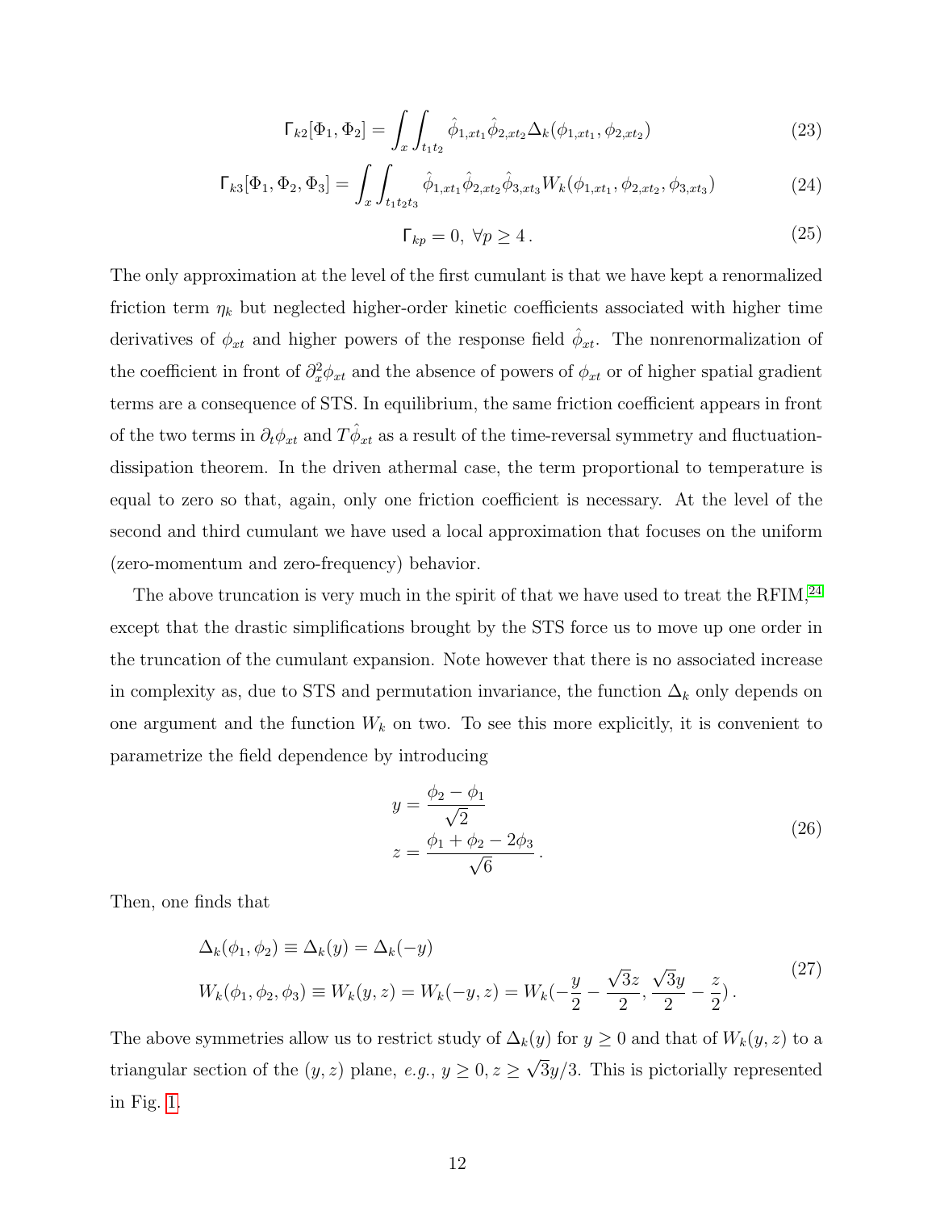$$\Gamma_{k2}[\Phi_1, \Phi_2] = \int_x \int_{t_1 t_2} \hat{\phi}_{1,xt_1} \hat{\phi}_{2,xt_2} \Delta_k(\phi_{1,xt_1}, \phi_{2,xt_2}) \tag{23}$$

$$\Gamma_{k3}[\Phi_1, \Phi_2, \Phi_3] = \int_x \int_{t_1 t_2 t_3} \hat{\phi}_{1,xt_1} \hat{\phi}_{2,xt_2} \hat{\phi}_{3,xt_3} W_k(\phi_{1,xt_1}, \phi_{2,xt_2}, \phi_{3,xt_3}) \tag{24}$$

$$\Gamma_{kp} = 0, \ \forall p \geq 4 \,. \tag{25}$$

The only approximation at the level of the first cumulant is that we have kept a renormalized friction term $\eta_k$ but neglected higher-order kinetic coefficients associated with higher time derivatives of $\phi_{xt}$ and higher powers of the response field $\hat{\phi}_{xt}$. The nonrenormalization of the coefficient in front of $\partial_x^2 \phi_{xt}$ and the absence of powers of $\phi_{xt}$ or of higher spatial gradient terms are a consequence of STS. In equilibrium, the same friction coefficient appears in front of the two terms in $\partial_t \phi_{xt}$ and $T\hat{\phi}_{xt}$ as a result of the time-reversal symmetry and fluctuation-dissipation theorem. In the driven athermal case, the term proportional to temperature is equal to zero so that, again, only one friction coefficient is necessary. At the level of the second and third cumulant we have used a local approximation that focuses on the uniform (zero-momentum and zero-frequency) behavior.

The above truncation is very much in the spirit of that we have used to treat the RFIM,[24] except that the drastic simplifications brought by the STS force us to move up one order in the truncation of the cumulant expansion. Note however that there is no associated increase in complexity as, due to STS and permutation invariance, the function $\Delta_k$ only depends on one argument and the function $W_k$ on two. To see this more explicitly, it is convenient to parametrize the field dependence by introducing

$$\begin{aligned} y &= \frac{\phi_2 - \phi_1}{\sqrt{2}} \\ z &= \frac{\phi_1 + \phi_2 - 2\phi_3}{\sqrt{6}} \,. \end{aligned} \tag{26}$$

Then, one finds that

$$\begin{aligned} &\Delta_k(\phi_1, \phi_2) \equiv \Delta_k(y) = \Delta_k(-y) \\ &W_k(\phi_1, \phi_2, \phi_3) \equiv W_k(y, z) = W_k(-y, z) = W_k(-\frac{y}{2} - \frac{\sqrt{3}z}{2}, \frac{\sqrt{3}y}{2} - \frac{z}{2}) \,. \end{aligned} \tag{27}$$

The above symmetries allow us to restrict study of $\Delta_k(y)$ for $y \geq 0$ and that of $W_k(y, z)$ to a triangular section of the $(y, z)$ plane, *e.g.*, $y \geq 0, z \geq \sqrt{3}y/3$. This is pictorially represented in Fig. 1.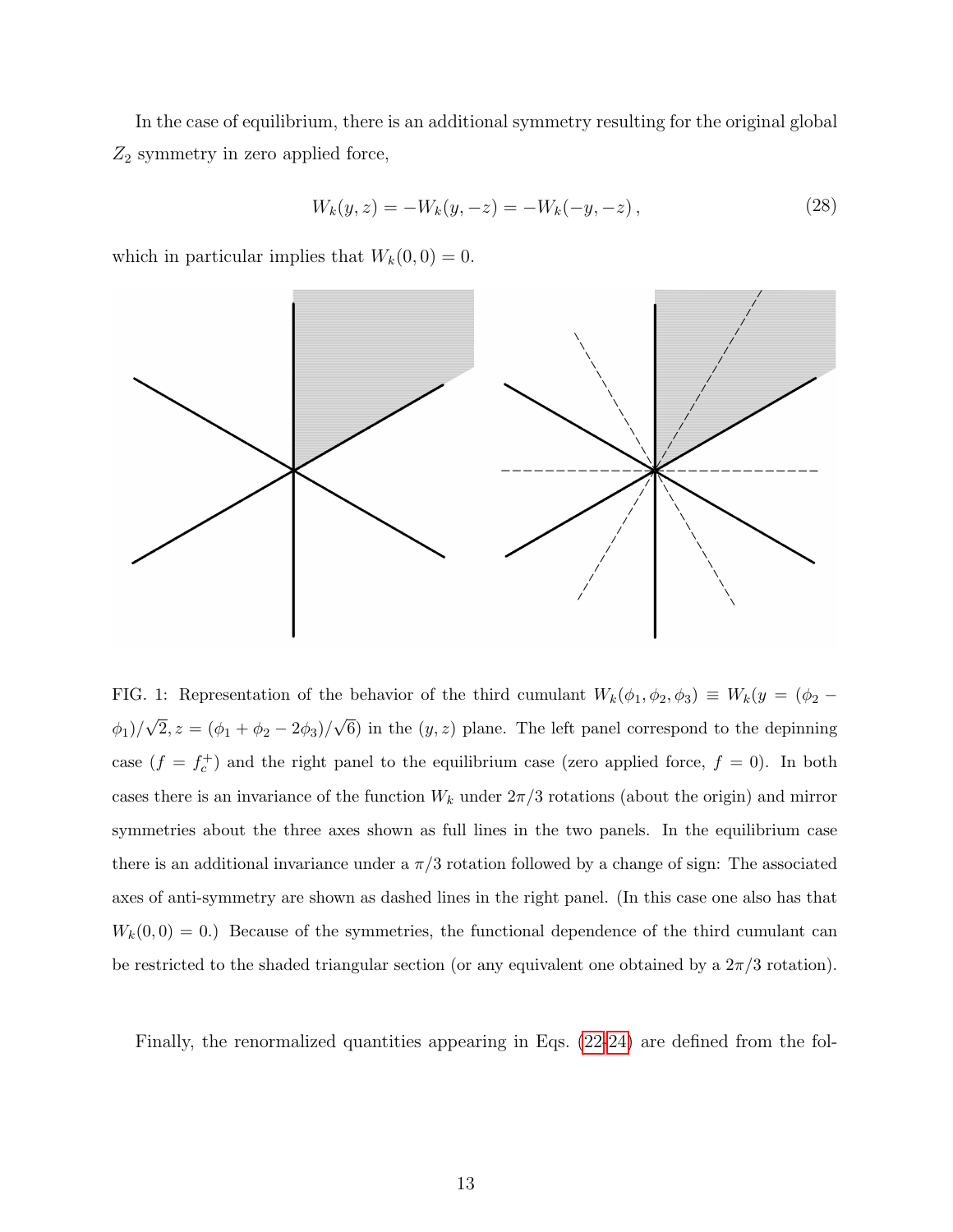In the case of equilibrium, there is an additional symmetry resulting for the original global $Z_2$ symmetry in zero applied force,

$$W_k(y,z) = -W_k(y,-z) = -W_k(-y,-z)\,, \tag{28}$$

which in particular implies that $W_k(0,0) = 0$.

FIG. 1: Representation of the behavior of the third cumulant $W_k(\phi_1, \phi_2, \phi_3) \equiv W_k(y = (\phi_2 - \phi_1)/\sqrt{2}, z = (\phi_1 + \phi_2 - 2\phi_3)/\sqrt{6})$ in the $(y,z)$ plane. The left panel correspond to the depinning case ($f = f_c^+$) and the right panel to the equilibrium case (zero applied force, $f = 0$). In both cases there is an invariance of the function $W_k$ under $2\pi/3$ rotations (about the origin) and mirror symmetries about the three axes shown as full lines in the two panels. In the equilibrium case there is an additional invariance under a $\pi/3$ rotation followed by a change of sign: The associated axes of anti-symmetry are shown as dashed lines in the right panel. (In this case one also has that $W_k(0,0) = 0$.) Because of the symmetries, the functional dependence of the third cumulant can be restricted to the shaded triangular section (or any equivalent one obtained by a $2\pi/3$ rotation).

Finally, the renormalized quantities appearing in Eqs. (22-24) are defined from the fol-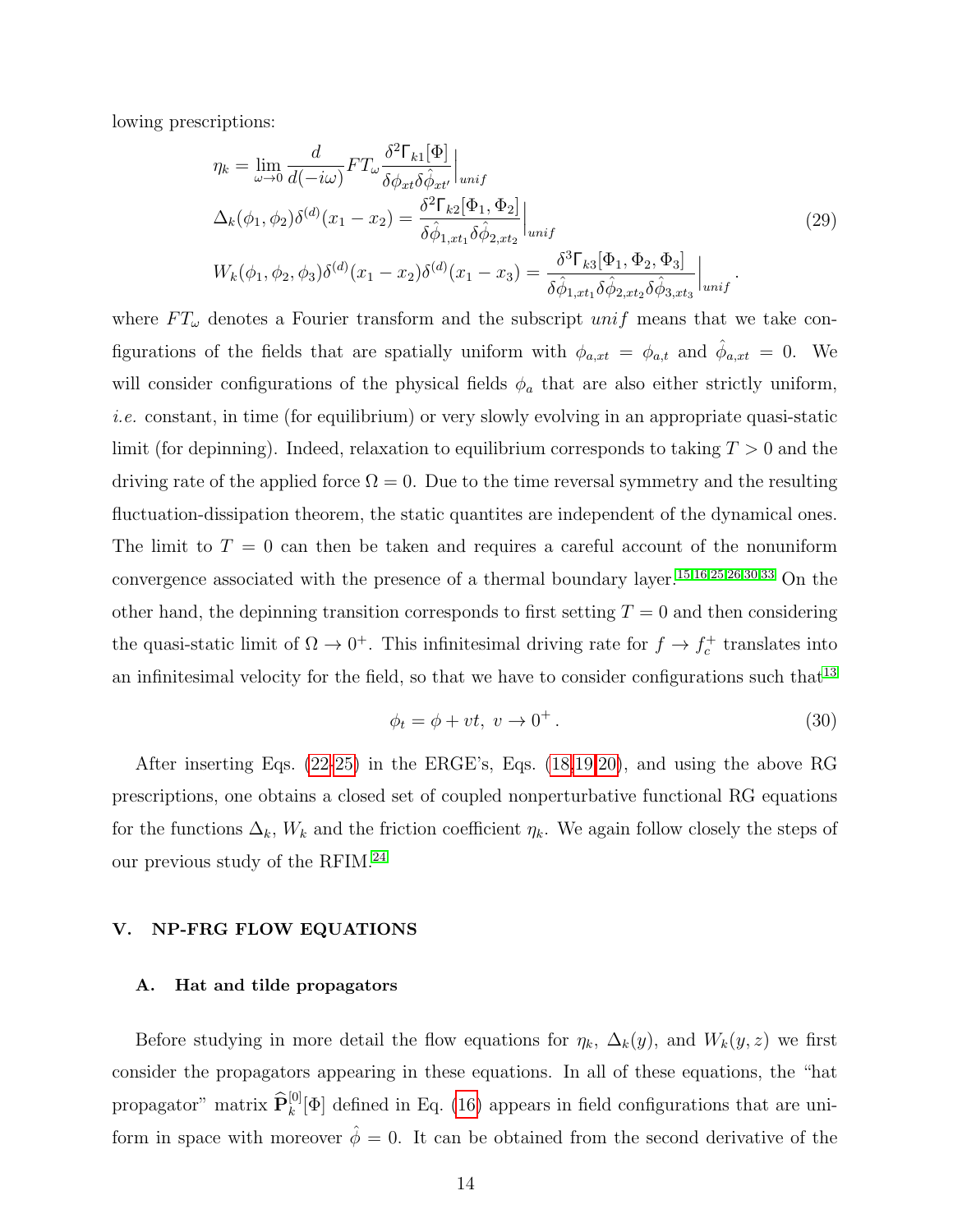lowing prescriptions:

$$
\begin{aligned}
&\eta_k = \lim_{\omega \to 0} \frac{d}{d(-i\omega)} FT_\omega \frac{\delta^2 \Gamma_{k1}[\Phi]}{\delta \phi_{xt} \delta \hat{\phi}_{xt'}}\Big|_{unif} \\
&\Delta_k(\phi_1, \phi_2) \delta^{(d)}(x_1 - x_2) = \frac{\delta^2 \Gamma_{k2}[\Phi_1, \Phi_2]}{\delta \hat{\phi}_{1,xt_1} \delta \hat{\phi}_{2,xt_2}}\Big|_{unif} \\
&W_k(\phi_1, \phi_2, \phi_3) \delta^{(d)}(x_1 - x_2) \delta^{(d)}(x_1 - x_3) = \frac{\delta^3 \Gamma_{k3}[\Phi_1, \Phi_2, \Phi_3]}{\delta \hat{\phi}_{1,xt_1} \delta \hat{\phi}_{2,xt_2} \delta \hat{\phi}_{3,xt_3}}\Big|_{unif} \,.
\end{aligned}
\tag{29}
$$

where $FT_\omega$ denotes a Fourier transform and the subscript $unif$ means that we take configurations of the fields that are spatially uniform with $\phi_{a,xt} = \phi_{a,t}$ and $\hat{\phi}_{a,xt} = 0$. We will consider configurations of the physical fields $\phi_a$ that are also either strictly uniform, *i.e.* constant, in time (for equilibrium) or very slowly evolving in an appropriate quasi-static limit (for depinning). Indeed, relaxation to equilibrium corresponds to taking $T > 0$ and the driving rate of the applied force $\Omega = 0$. Due to the time reversal symmetry and the resulting fluctuation-dissipation theorem, the static quantites are independent of the dynamical ones. The limit to $T = 0$ can then be taken and requires a careful account of the nonuniform convergence associated with the presence of a thermal boundary layer.[15,16,25,26,30,33] On the other hand, the depinning transition corresponds to first setting $T = 0$ and then considering the quasi-static limit of $\Omega \to 0^+$. This infinitesimal driving rate for $f \to f_c^+$ translates into an infinitesimal velocity for the field, so that we have to consider configurations such that[13]

$$
\phi_t = \phi + vt, \; v \to 0^+ \,. \tag{30}
$$

After inserting Eqs. (22-25) in the ERGE's, Eqs. (18,19,20), and using the above RG prescriptions, one obtains a closed set of coupled nonperturbative functional RG equations for the functions $\Delta_k$, $W_k$ and the friction coefficient $\eta_k$. We again follow closely the steps of our previous study of the RFIM.[24]

## V. NP-FRG FLOW EQUATIONS

### A. Hat and tilde propagators

Before studying in more detail the flow equations for $\eta_k$, $\Delta_k(y)$, and $W_k(y,z)$ we first consider the propagators appearing in these equations. In all of these equations, the "hat propagator" matrix $\widehat{\mathbf{P}}_k^{[0]}[\Phi]$ defined in Eq. (16) appears in field configurations that are uniform in space with moreover $\hat{\phi} = 0$. It can be obtained from the second derivative of the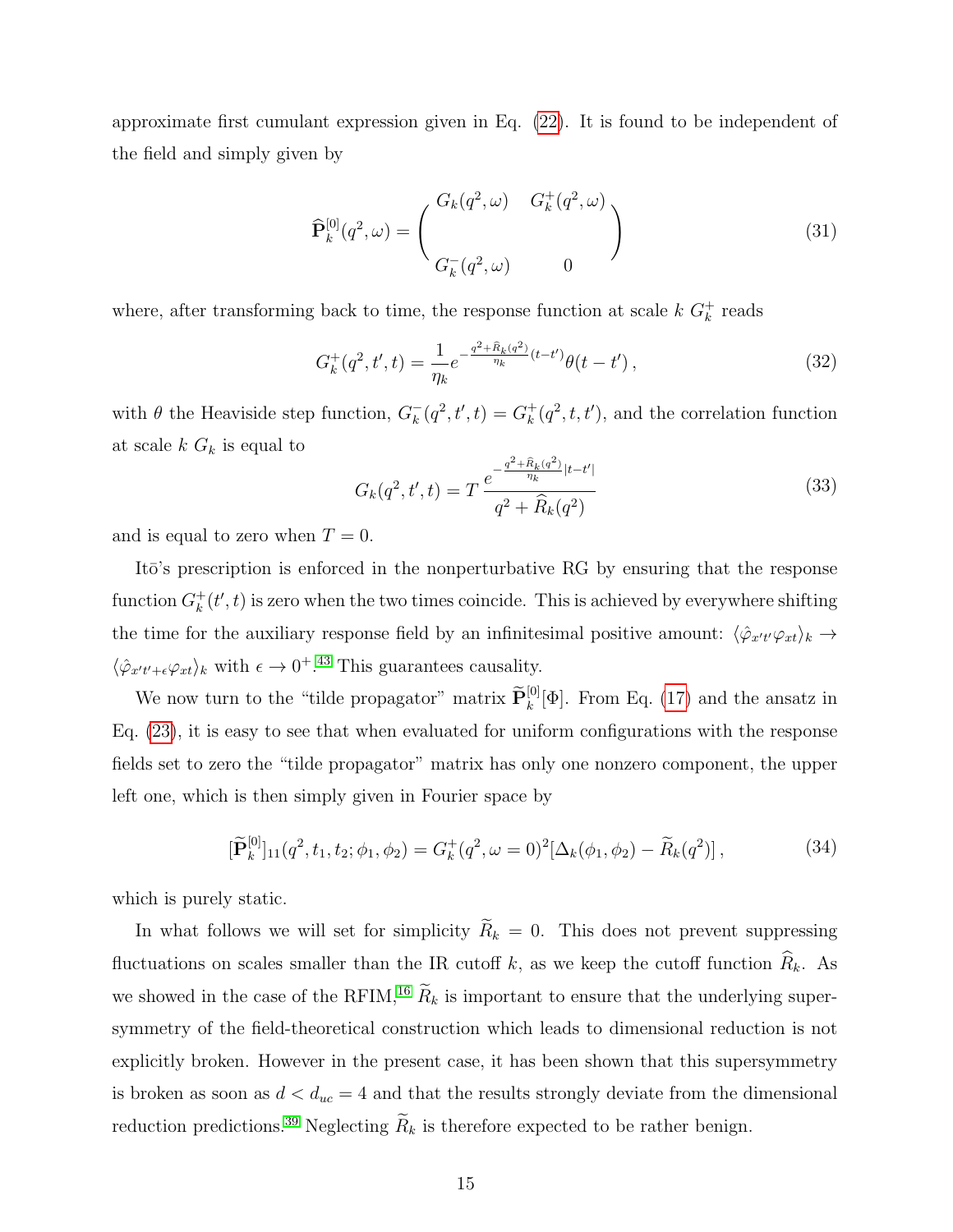approximate first cumulant expression given in Eq. (22). It is found to be independent of the field and simply given by

$$\widehat{\mathbf{P}}_k^{[0]}(q^2,\omega) = \begin{pmatrix} G_k(q^2,\omega) & G_k^{+}(q^2,\omega) \\ \\ G_k^{-}(q^2,\omega) & 0 \end{pmatrix} \tag{31}$$

where, after transforming back to time, the response function at scale $k$ $G_k^+$ reads

$$G_k^+(q^2,t',t) = \frac{1}{\eta_k} e^{-\frac{q^2+\widehat{R}_k(q^2)}{\eta_k}(t-t')}\theta(t-t')\,, \tag{32}$$

with $\theta$ the Heaviside step function, $G_k^-(q^2,t',t) = G_k^+(q^2,t,t')$, and the correlation function at scale $k$ $G_k$ is equal to

$$G_k(q^2,t',t) = T\,\frac{e^{-\frac{q^2+\widehat{R}_k(q^2)}{\eta_k}|t-t'|}}{q^2+\widehat{R}_k(q^2)} \tag{33}$$

and is equal to zero when $T=0$.

Itō's prescription is enforced in the nonperturbative RG by ensuring that the response function $G_k^+(t',t)$ is zero when the two times coincide. This is achieved by everywhere shifting the time for the auxiliary response field by an infinitesimal positive amount: $\langle \hat{\varphi}_{x't'}\varphi_{xt}\rangle_k \to \langle \hat{\varphi}_{x't'+\epsilon}\varphi_{xt}\rangle_k$ with $\epsilon \to 0^+$.[43] This guarantees causality.

We now turn to the "tilde propagator" matrix $\widetilde{\mathbf{P}}_k^{[0]}[\Phi]$. From Eq. (17) and the ansatz in Eq. (23), it is easy to see that when evaluated for uniform configurations with the response fields set to zero the "tilde propagator" matrix has only one nonzero component, the upper left one, which is then simply given in Fourier space by

$$[\widetilde{\mathbf{P}}_k^{[0]}]_{11}(q^2,t_1,t_2;\phi_1,\phi_2) = G_k^+(q^2,\omega=0)^2[\Delta_k(\phi_1,\phi_2) - \widetilde{R}_k(q^2)]\,, \tag{34}$$

which is purely static.

In what follows we will set for simplicity $\widetilde{R}_k = 0$. This does not prevent suppressing fluctuations on scales smaller than the IR cutoff $k$, as we keep the cutoff function $\widehat{R}_k$. As we showed in the case of the RFIM,[16] $\widetilde{R}_k$ is important to ensure that the underlying supersymmetry of the field-theoretical construction which leads to dimensional reduction is not explicitly broken. However in the present case, it has been shown that this supersymmetry is broken as soon as $d < d_{uc} = 4$ and that the results strongly deviate from the dimensional reduction predictions.[39] Neglecting $\widetilde{R}_k$ is therefore expected to be rather benign.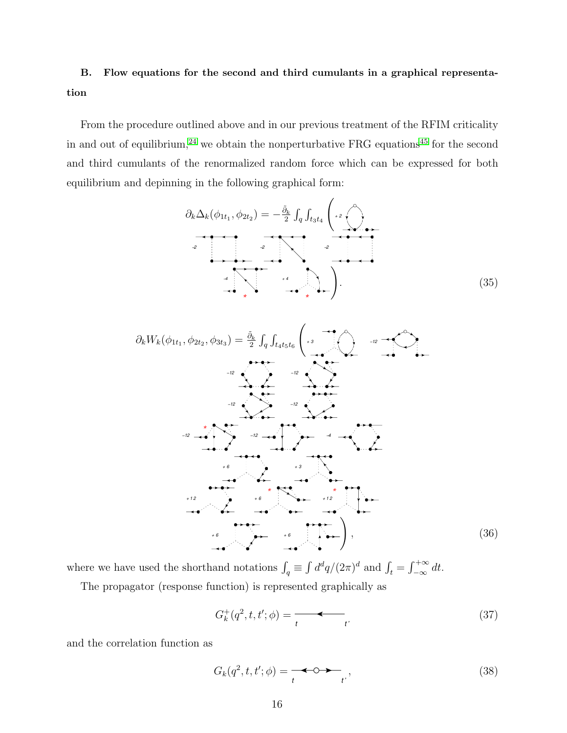## B. Flow equations for the second and third cumulants in a graphical representation

From the procedure outlined above and in our previous treatment of the RFIM criticality in and out of equilibrium,[24] we obtain the nonperturbative FRG equations[45] for the second and third cumulants of the renormalized random force which can be expressed for both equilibrium and depinning in the following graphical form:

$$\partial_k \Delta_k(\phi_{1t_1}, \phi_{2t_2}) = -\frac{\tilde{\partial}_k}{2} \int_q \int_{t_3 t_4} \Bigg( +2 \; [\text{diagram}] \; -2 \; [\text{diagram}] \; -2 \; [\text{diagram}] \; -2 \; [\text{diagram}] \; -4 \; [\text{diagram}]^{*} \; +4 \; [\text{diagram}]^{*} \Bigg). \tag{35}$$

$$\partial_k W_k(\phi_{1t_1}, \phi_{2t_2}, \phi_{3t_3}) = \frac{\tilde{\partial}_k}{2} \int_q \int_{t_4 t_5 t_6} \Bigg( +3 \; [\text{diagram}] \; -12 \; [\text{diagram}] \; -12 \; [\text{diagram}] \; -12 \; [\text{diagram}] \; -12 \; [\text{diagram}] \; -12 \; [\text{diagram}] \; -12 \; [\text{diagram}]^{*} \; -12 \; [\text{diagram}] \; -4 \; [\text{diagram}] \; +6 \; [\text{diagram}] \; +3 \; [\text{diagram}] \; +12 \; [\text{diagram}] \; +6 \; [\text{diagram}]^{*} \; +12 \; [\text{diagram}]^{*} \; +6 \; [\text{diagram}] \; +6 \; [\text{diagram}] \Bigg), \tag{36}$$

where we have used the shorthand notations $\int_q \equiv \int d^d q/(2\pi)^d$ and $\int_t = \int_{-\infty}^{+\infty} dt$.

The propagator (response function) is represented graphically as

$$G_k^+(q^2, t, t'; \phi) = \underset{t \qquad\qquad t'}{\longleftarrow} \tag{37}$$

and the correlation function as

$$G_k(q^2, t, t'; \phi) = \underset{t \qquad\qquad t'}{\longleftarrow\!\circ\!\longrightarrow}, \tag{38}$$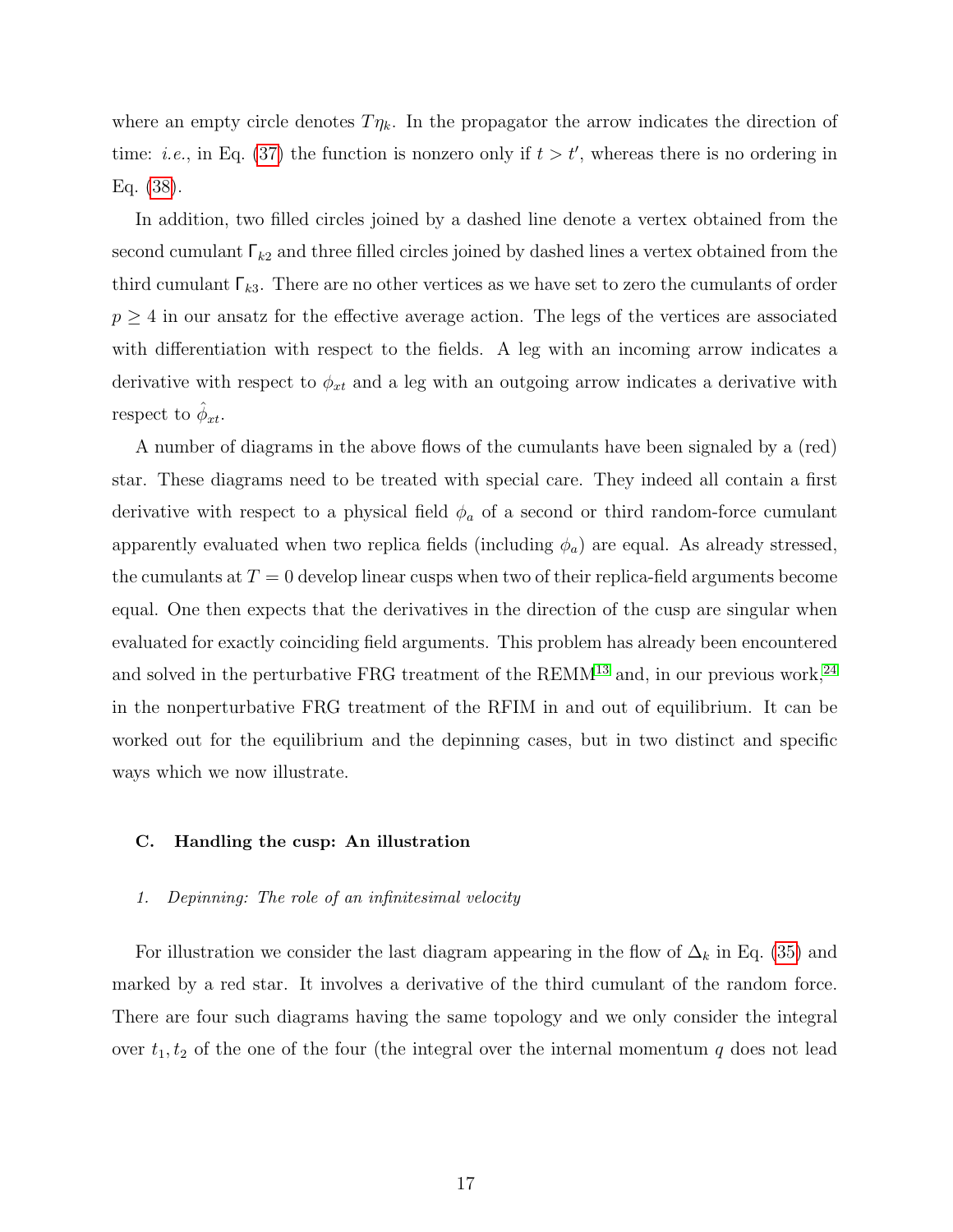where an empty circle denotes $T\eta_k$. In the propagator the arrow indicates the direction of time: *i.e.*, in Eq. (37) the function is nonzero only if $t > t'$, whereas there is no ordering in Eq. (38).

In addition, two filled circles joined by a dashed line denote a vertex obtained from the second cumulant $\mathsf{\Gamma}_{k2}$ and three filled circles joined by dashed lines a vertex obtained from the third cumulant $\mathsf{\Gamma}_{k3}$. There are no other vertices as we have set to zero the cumulants of order $p \geq 4$ in our ansatz for the effective average action. The legs of the vertices are associated with differentiation with respect to the fields. A leg with an incoming arrow indicates a derivative with respect to $\phi_{xt}$ and a leg with an outgoing arrow indicates a derivative with respect to $\hat{\phi}_{xt}$.

A number of diagrams in the above flows of the cumulants have been signaled by a (red) star. These diagrams need to be treated with special care. They indeed all contain a first derivative with respect to a physical field $\phi_a$ of a second or third random-force cumulant apparently evaluated when two replica fields (including $\phi_a$) are equal. As already stressed, the cumulants at $T = 0$ develop linear cusps when two of their replica-field arguments become equal. One then expects that the derivatives in the direction of the cusp are singular when evaluated for exactly coinciding field arguments. This problem has already been encountered and solved in the perturbative FRG treatment of the REMM[13] and, in our previous work,[24] in the nonperturbative FRG treatment of the RFIM in and out of equilibrium. It can be worked out for the equilibrium and the depinning cases, but in two distinct and specific ways which we now illustrate.

### C. Handling the cusp: An illustration

#### 1. *Depinning: The role of an infinitesimal velocity*

For illustration we consider the last diagram appearing in the flow of $\Delta_k$ in Eq. (35) and marked by a red star. It involves a derivative of the third cumulant of the random force. There are four such diagrams having the same topology and we only consider the integral over $t_1, t_2$ of the one of the four (the integral over the internal momentum $q$ does not lead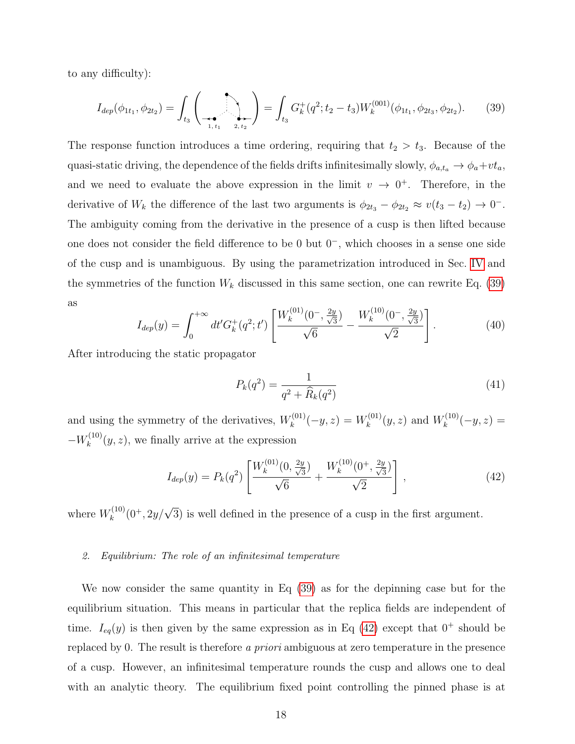to any difficulty):

$$I_{dep}(\phi_{1t_1}, \phi_{2t_2}) = \int_{t_3} \left( \quad \right) = \int_{t_3} G_k^+(q^2; t_2 - t_3) W_k^{(001)}(\phi_{1t_1}, \phi_{2t_3}, \phi_{2t_2}). \tag{39}$$

The response function introduces a time ordering, requiring that $t_2 > t_3$. Because of the quasi-static driving, the dependence of the fields drifts infinitesimally slowly, $\phi_{a,t_a} \to \phi_a + vt_a$, and we need to evaluate the above expression in the limit $v \to 0^+$. Therefore, in the derivative of $W_k$ the difference of the last two arguments is $\phi_{2t_3} - \phi_{2t_2} \approx v(t_3 - t_2) \to 0^-$. The ambiguity coming from the derivative in the presence of a cusp is then lifted because one does not consider the field difference to be 0 but $0^-$, which chooses in a sense one side of the cusp and is unambiguous. By using the parametrization introduced in Sec. IV and the symmetries of the function $W_k$ discussed in this same section, one can rewrite Eq. (39) as

$$I_{dep}(y) = \int_0^{+\infty} dt' G_k^+(q^2; t') \left[ \frac{W_k^{(01)}(0^-, \frac{2y}{\sqrt{3}})}{\sqrt{6}} - \frac{W_k^{(10)}(0^-, \frac{2y}{\sqrt{3}})}{\sqrt{2}} \right]. \tag{40}$$

After introducing the static propagator

$$P_k(q^2) = \frac{1}{q^2 + \widehat{R}_k(q^2)} \tag{41}$$

and using the symmetry of the derivatives, $W_k^{(01)}(-y, z) = W_k^{(01)}(y, z)$ and $W_k^{(10)}(-y, z) = -W_k^{(10)}(y, z)$, we finally arrive at the expression

$$I_{dep}(y) = P_k(q^2) \left[ \frac{W_k^{(01)}(0, \frac{2y}{\sqrt{3}})}{\sqrt{6}} + \frac{W_k^{(10)}(0^+, \frac{2y}{\sqrt{3}})}{\sqrt{2}} \right], \tag{42}$$

where $W_k^{(10)}(0^+, 2y/\sqrt{3})$ is well defined in the presence of a cusp in the first argument.

#### 2. *Equilibrium: The role of an infinitesimal temperature*

We now consider the same quantity in Eq (39) as for the depinning case but for the equilibrium situation. This means in particular that the replica fields are independent of time. $I_{eq}(y)$ is then given by the same expression as in Eq (42) except that $0^+$ should be replaced by 0. The result is therefore *a priori* ambiguous at zero temperature in the presence of a cusp. However, an infinitesimal temperature rounds the cusp and allows one to deal with an analytic theory. The equilibrium fixed point controlling the pinned phase is at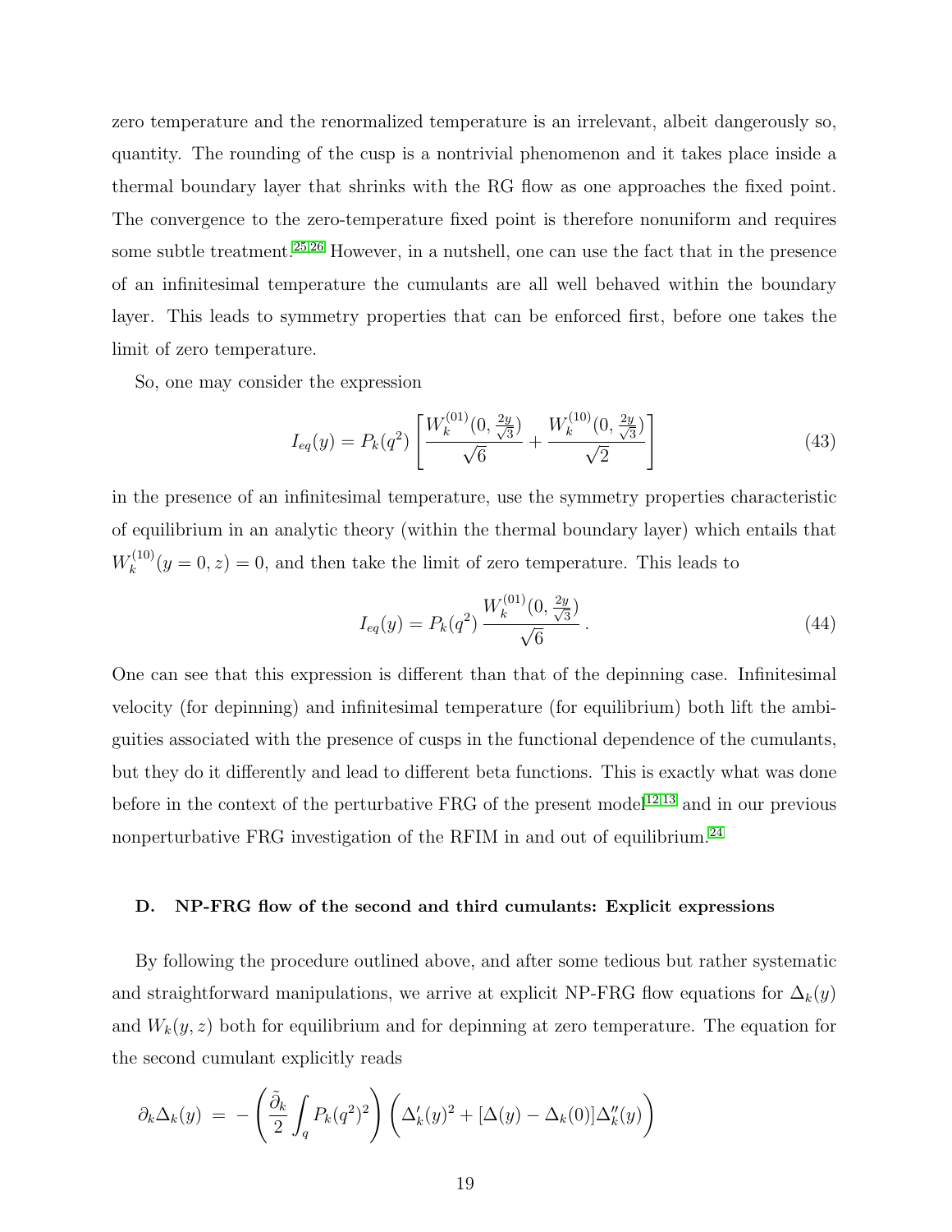zero temperature and the renormalized temperature is an irrelevant, albeit dangerously so, quantity. The rounding of the cusp is a nontrivial phenomenon and it takes place inside a thermal boundary layer that shrinks with the RG flow as one approaches the fixed point. The convergence to the zero-temperature fixed point is therefore nonuniform and requires some subtle treatment.[25,26] However, in a nutshell, one can use the fact that in the presence of an infinitesimal temperature the cumulants are all well behaved within the boundary layer. This leads to symmetry properties that can be enforced first, before one takes the limit of zero temperature.

So, one may consider the expression

$$I_{eq}(y) = P_k(q^2)\left[\frac{W_k^{(01)}(0,\frac{2y}{\sqrt{3}})}{\sqrt{6}} + \frac{W_k^{(10)}(0,\frac{2y}{\sqrt{3}})}{\sqrt{2}}\right] \tag{43}$$

in the presence of an infinitesimal temperature, use the symmetry properties characteristic of equilibrium in an analytic theory (within the thermal boundary layer) which entails that $W_k^{(10)}(y=0,z)=0$, and then take the limit of zero temperature. This leads to

$$I_{eq}(y) = P_k(q^2)\,\frac{W_k^{(01)}(0,\frac{2y}{\sqrt{3}})}{\sqrt{6}}\,. \tag{44}$$

One can see that this expression is different than that of the depinning case. Infinitesimal velocity (for depinning) and infinitesimal temperature (for equilibrium) both lift the ambiguities associated with the presence of cusps in the functional dependence of the cumulants, but they do it differently and lead to different beta functions. This is exactly what was done before in the context of the perturbative FRG of the present model[12,13] and in our previous nonperturbative FRG investigation of the RFIM in and out of equilibrium.[24]

### D. NP-FRG flow of the second and third cumulants: Explicit expressions

By following the procedure outlined above, and after some tedious but rather systematic and straightforward manipulations, we arrive at explicit NP-FRG flow equations for $\Delta_k(y)$ and $W_k(y,z)$ both for equilibrium and for depinning at zero temperature. The equation for the second cumulant explicitly reads

$$\partial_k\Delta_k(y) \;=\; -\left(\frac{\tilde{\partial}_k}{2}\int_q P_k(q^2)^2\right)\left(\Delta_k'(y)^2 + [\Delta(y)-\Delta_k(0)]\Delta_k''(y)\right)$$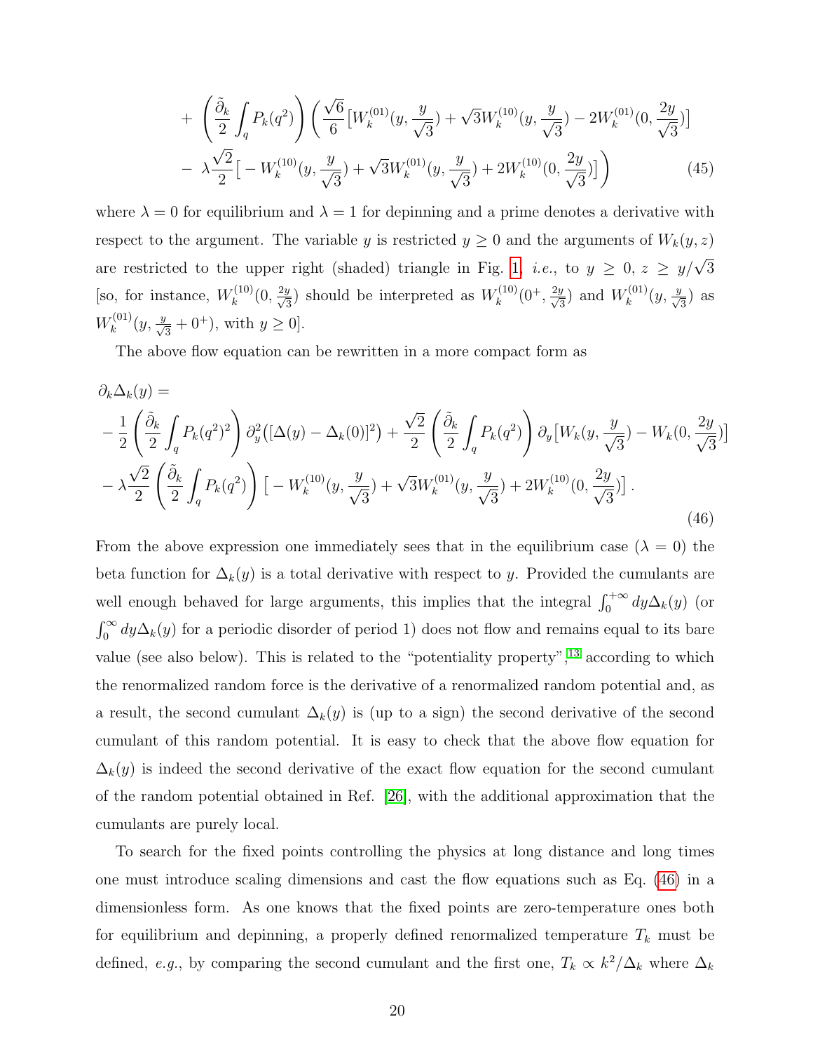$$
+ \left(\frac{\tilde{\partial}_k}{2}\int_q P_k(q^2)\right)\bigg(\frac{\sqrt{6}}{6}\big[W_k^{(01)}(y,\frac{y}{\sqrt{3}}) + \sqrt{3}W_k^{(10)}(y,\frac{y}{\sqrt{3}}) - 2W_k^{(01)}(0,\frac{2y}{\sqrt{3}})\big]
$$

$$
- \lambda\frac{\sqrt{2}}{2}\big[-W_k^{(10)}(y,\frac{y}{\sqrt{3}}) + \sqrt{3}W_k^{(01)}(y,\frac{y}{\sqrt{3}}) + 2W_k^{(10)}(0,\frac{2y}{\sqrt{3}})\big]\bigg) \tag{45}
$$

where $\lambda = 0$ for equilibrium and $\lambda = 1$ for depinning and a prime denotes a derivative with respect to the argument. The variable $y$ is restricted $y \geq 0$ and the arguments of $W_k(y,z)$ are restricted to the upper right (shaded) triangle in Fig. 1, *i.e.*, to $y \geq 0$, $z \geq y/\sqrt{3}$ [so, for instance, $W_k^{(10)}(0,\frac{2y}{\sqrt{3}})$ should be interpreted as $W_k^{(10)}(0^+,\frac{2y}{\sqrt{3}})$ and $W_k^{(01)}(y,\frac{y}{\sqrt{3}})$ as $W_k^{(01)}(y,\frac{y}{\sqrt{3}}+0^+)$, with $y \geq 0$].

The above flow equation can be rewritten in a more compact form as

$$
\partial_k\Delta_k(y) =
$$

$$
-\frac{1}{2}\left(\frac{\tilde{\partial}_k}{2}\int_q P_k(q^2)^2\right)\partial_y^2\big([\Delta(y)-\Delta_k(0)]^2\big) + \frac{\sqrt{2}}{2}\left(\frac{\tilde{\partial}_k}{2}\int_q P_k(q^2)\right)\partial_y\big[W_k(y,\frac{y}{\sqrt{3}}) - W_k(0,\frac{2y}{\sqrt{3}})\big]
$$

$$
-\lambda\frac{\sqrt{2}}{2}\left(\frac{\tilde{\partial}_k}{2}\int_q P_k(q^2)\right)\big[-W_k^{(10)}(y,\frac{y}{\sqrt{3}}) + \sqrt{3}W_k^{(01)}(y,\frac{y}{\sqrt{3}}) + 2W_k^{(10)}(0,\frac{2y}{\sqrt{3}})\big]\,. \tag{46}
$$

From the above expression one immediately sees that in the equilibrium case ($\lambda = 0$) the beta function for $\Delta_k(y)$ is a total derivative with respect to $y$. Provided the cumulants are well enough behaved for large arguments, this implies that the integral $\int_0^{+\infty} dy\Delta_k(y)$ (or $\int_0^{\infty} dy\Delta_k(y)$ for a periodic disorder of period 1) does not flow and remains equal to its bare value (see also below). This is related to the "potentiality property",[13] according to which the renormalized random force is the derivative of a renormalized random potential and, as a result, the second cumulant $\Delta_k(y)$ is (up to a sign) the second derivative of the second cumulant of this random potential. It is easy to check that the above flow equation for $\Delta_k(y)$ is indeed the second derivative of the exact flow equation for the second cumulant of the random potential obtained in Ref. [26], with the additional approximation that the cumulants are purely local.

To search for the fixed points controlling the physics at long distance and long times one must introduce scaling dimensions and cast the flow equations such as Eq. (46) in a dimensionless form. As one knows that the fixed points are zero-temperature ones both for equilibrium and depinning, a properly defined renormalized temperature $T_k$ must be defined, *e.g.*, by comparing the second cumulant and the first one, $T_k \propto k^2/\Delta_k$ where $\Delta_k$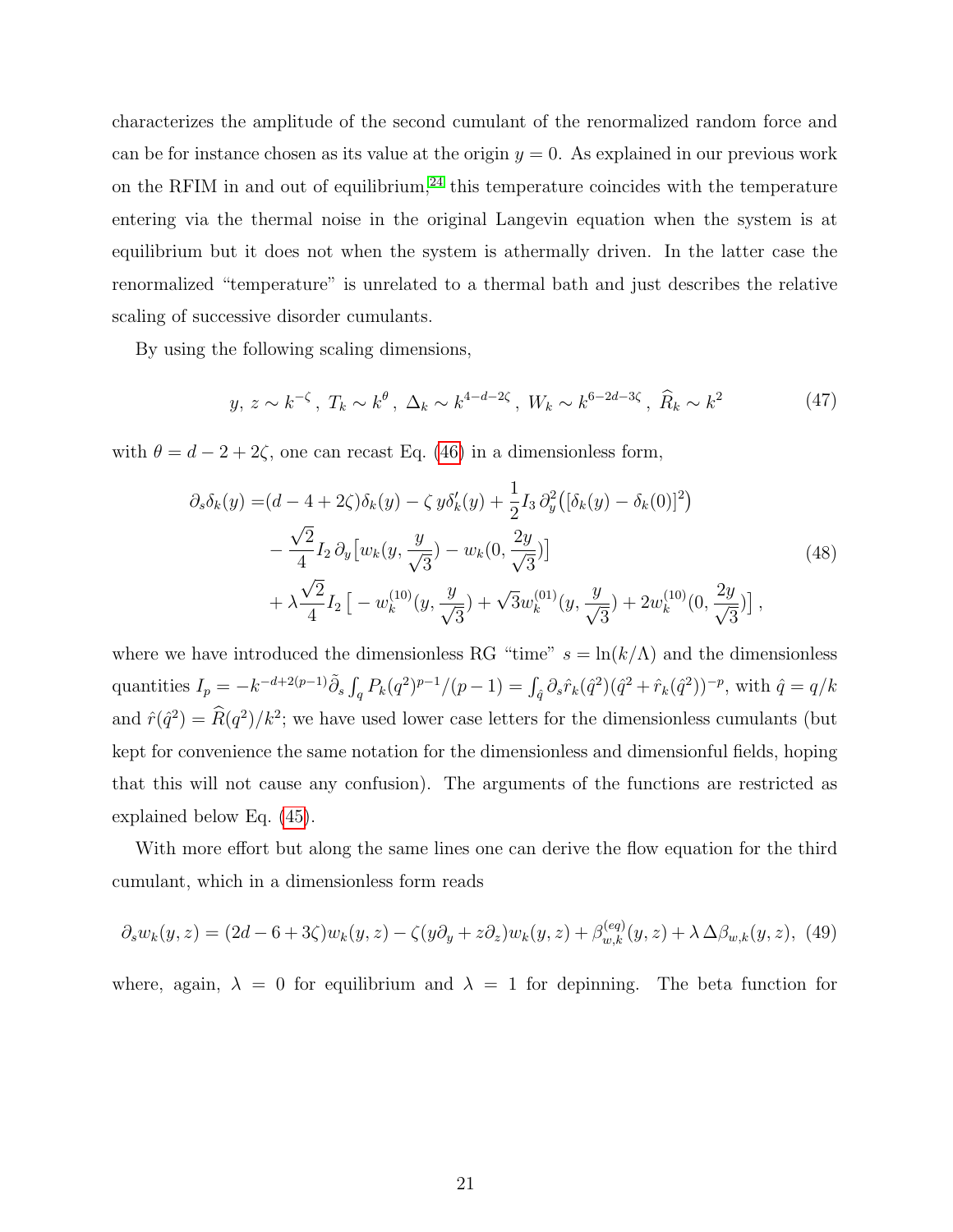characterizes the amplitude of the second cumulant of the renormalized random force and can be for instance chosen as its value at the origin $y = 0$. As explained in our previous work on the RFIM in and out of equilibrium,[24] this temperature coincides with the temperature entering via the thermal noise in the original Langevin equation when the system is at equilibrium but it does not when the system is athermally driven. In the latter case the renormalized "temperature" is unrelated to a thermal bath and just describes the relative scaling of successive disorder cumulants.

By using the following scaling dimensions,

$$y,\, z \sim k^{-\zeta}\,,\ T_k \sim k^{\theta}\,,\ \Delta_k \sim k^{4-d-2\zeta}\,,\ W_k \sim k^{6-2d-3\zeta}\,,\ \widehat{R}_k \sim k^2 \tag{47}$$

with $\theta = d - 2 + 2\zeta$, one can recast Eq. (46) in a dimensionless form,

$$\begin{aligned}
\partial_s \delta_k(y) =& (d-4+2\zeta)\delta_k(y) - \zeta\, y\delta_k'(y) + \frac{1}{2} I_3\, \partial_y^2\big([\delta_k(y)-\delta_k(0)]^2\big) \\
&- \frac{\sqrt{2}}{4} I_2\, \partial_y\big[w_k(y,\frac{y}{\sqrt{3}}) - w_k(0,\frac{2y}{\sqrt{3}})\big] \\
&+ \lambda\frac{\sqrt{2}}{4} I_2\,\big[-w_k^{(10)}(y,\frac{y}{\sqrt{3}}) + \sqrt{3}w_k^{(01)}(y,\frac{y}{\sqrt{3}}) + 2w_k^{(10)}(0,\frac{2y}{\sqrt{3}})\big]\,,
\end{aligned} \tag{48}$$

where we have introduced the dimensionless RG "time" $s = \ln(k/\Lambda)$ and the dimensionless quantities $I_p = -k^{-d+2(p-1)}\tilde{\partial}_s \int_q P_k(q^2)^{p-1}/(p-1) = \int_{\hat{q}} \partial_s \hat{r}_k(\hat{q}^2)(\hat{q}^2 + \hat{r}_k(\hat{q}^2))^{-p}$, with $\hat{q} = q/k$ and $\hat{r}(\hat{q}^2) = \widehat{R}(q^2)/k^2$; we have used lower case letters for the dimensionless cumulants (but kept for convenience the same notation for the dimensionless and dimensionful fields, hoping that this will not cause any confusion). The arguments of the functions are restricted as explained below Eq. (45).

With more effort but along the same lines one can derive the flow equation for the third cumulant, which in a dimensionless form reads

$$\partial_s w_k(y,z) = (2d-6+3\zeta)w_k(y,z) - \zeta(y\partial_y + z\partial_z)w_k(y,z) + \beta_{w,k}^{(eq)}(y,z) + \lambda\,\Delta\beta_{w,k}(y,z), \tag{49}$$

where, again, $\lambda = 0$ for equilibrium and $\lambda = 1$ for depinning. The beta function for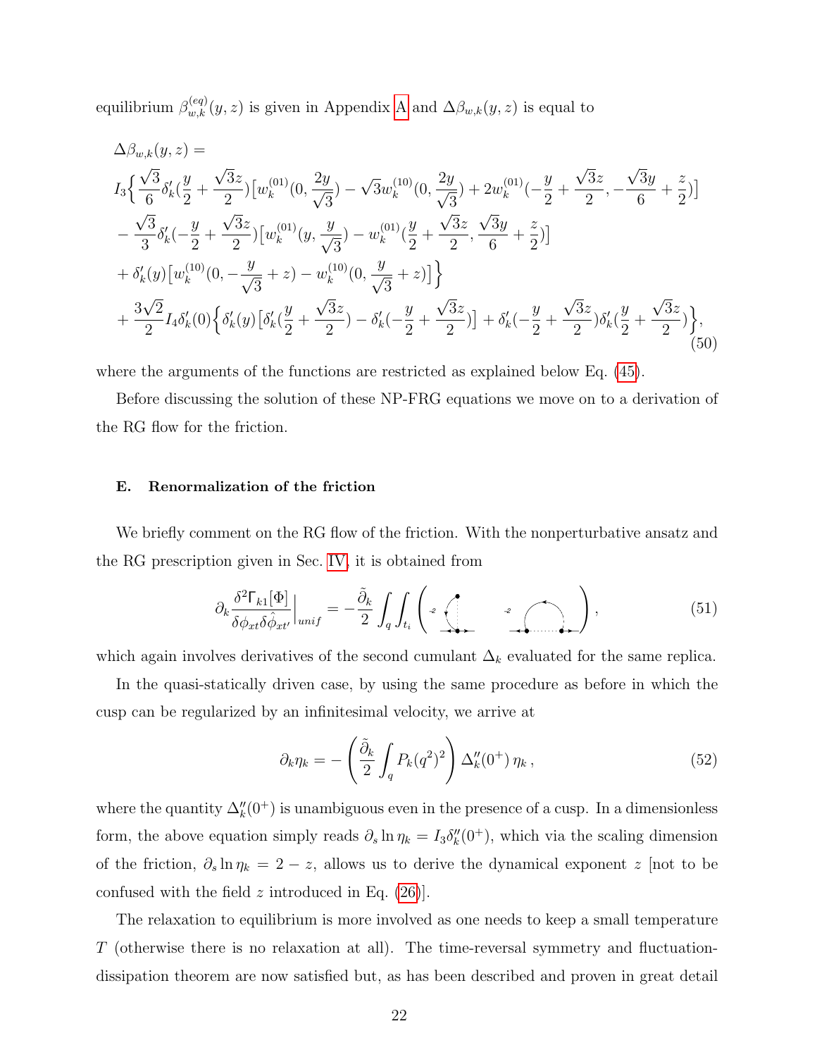equilibrium $\beta^{(eq)}_{w,k}(y,z)$ is given in Appendix A and $\Delta\beta_{w,k}(y,z)$ is equal to

$$
\begin{aligned}
&\Delta\beta_{w,k}(y,z) = \\
&I_3\Big\{ \frac{\sqrt{3}}{6}\delta_k'(\frac{y}{2}+\frac{\sqrt{3}z}{2})\big[w_k^{(01)}(0,\frac{2y}{\sqrt{3}}) - \sqrt{3}w_k^{(10)}(0,\frac{2y}{\sqrt{3}}) + 2w_k^{(01)}(-\frac{y}{2}+\frac{\sqrt{3}z}{2},-\frac{\sqrt{3}y}{6}+\frac{z}{2})\big] \\
&-\frac{\sqrt{3}}{3}\delta_k'(-\frac{y}{2}+\frac{\sqrt{3}z}{2})\big[w_k^{(01)}(y,\frac{y}{\sqrt{3}}) - w_k^{(01)}(\frac{y}{2}+\frac{\sqrt{3}z}{2},\frac{\sqrt{3}y}{6}+\frac{z}{2})\big] \\
&+\delta_k'(y)\big[w_k^{(10)}(0,-\frac{y}{\sqrt{3}}+z) - w_k^{(10)}(0,\frac{y}{\sqrt{3}}+z)\big]\Big\} \\
&+\frac{3\sqrt{2}}{2}I_4\delta_k'(0)\Big\{\delta_k'(y)\big[\delta_k'(\frac{y}{2}+\frac{\sqrt{3}z}{2}) - \delta_k'(-\frac{y}{2}+\frac{\sqrt{3}z}{2})\big] + \delta_k'(-\frac{y}{2}+\frac{\sqrt{3}z}{2})\delta_k'(\frac{y}{2}+\frac{\sqrt{3}z}{2})\Big\},
\end{aligned}
\tag{50}
$$

where the arguments of the functions are restricted as explained below Eq. (45).

Before discussing the solution of these NP-FRG equations we move on to a derivation of the RG flow for the friction.

### E. Renormalization of the friction

We briefly comment on the RG flow of the friction. With the nonperturbative ansatz and the RG prescription given in Sec. IV, it is obtained from

$$
\partial_k \frac{\delta^2\Gamma_{k1}[\Phi]}{\delta\phi_{xt}\delta\hat{\phi}_{xt'}}\Big|_{unif} = -\frac{\tilde{\partial}_k}{2}\int_q\int_{t_i}\left( \text{[diagram]} \qquad \text{[diagram]} \right),
\tag{51}
$$

which again involves derivatives of the second cumulant $\Delta_k$ evaluated for the same replica.

In the quasi-statically driven case, by using the same procedure as before in which the cusp can be regularized by an infinitesimal velocity, we arrive at

$$
\partial_k \eta_k = -\left(\frac{\tilde{\partial}_k}{2}\int_q P_k(q^2)^2\right)\Delta_k''(0^+)\,\eta_k\,,
\tag{52}
$$

where the quantity $\Delta_k''(0^+)$ is unambiguous even in the presence of a cusp. In a dimensionless form, the above equation simply reads $\partial_s \ln\eta_k = I_3\delta_k''(0^+)$, which via the scaling dimension of the friction, $\partial_s \ln\eta_k = 2-z$, allows us to derive the dynamical exponent $z$ [not to be confused with the field $z$ introduced in Eq. (26)].

The relaxation to equilibrium is more involved as one needs to keep a small temperature $T$ (otherwise there is no relaxation at all). The time-reversal symmetry and fluctuation-dissipation theorem are now satisfied but, as has been described and proven in great detail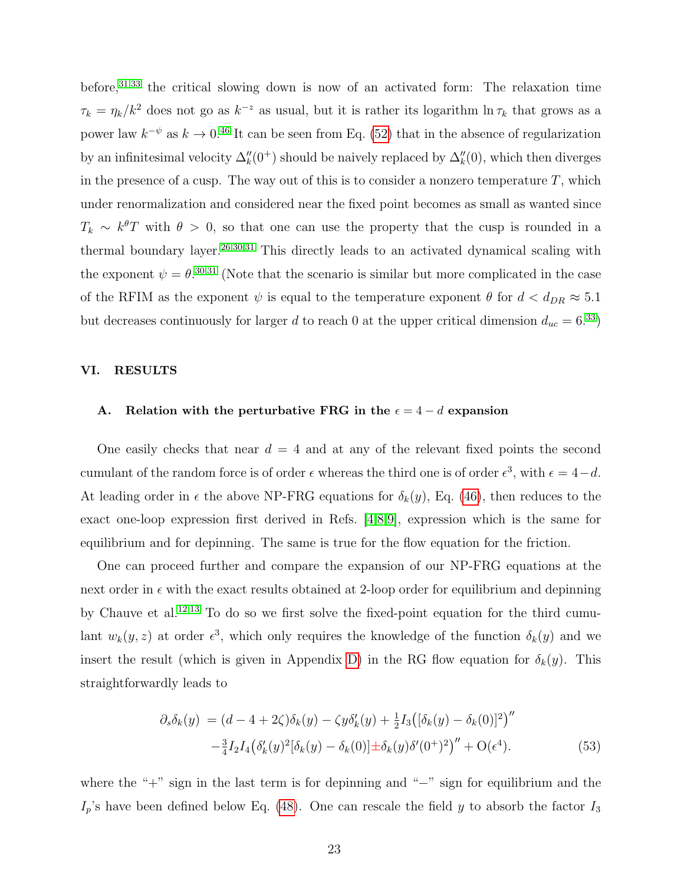before,[31,33] the critical slowing down is now of an activated form: The relaxation time $\tau_k = \eta_k/k^2$ does not go as $k^{-z}$ as usual, but it is rather its logarithm $\ln \tau_k$ that grows as a power law $k^{-\psi}$ as $k \to 0$.[46] It can be seen from Eq. (52) that in the absence of regularization by an infinitesimal velocity $\Delta_k''(0^+)$ should be naively replaced by $\Delta_k''(0)$, which then diverges in the presence of a cusp. The way out of this is to consider a nonzero temperature $T$, which under renormalization and considered near the fixed point becomes as small as wanted since $T_k \sim k^\theta T$ with $\theta > 0$, so that one can use the property that the cusp is rounded in a thermal boundary layer.[26,30,31] This directly leads to an activated dynamical scaling with the exponent $\psi = \theta$.[30,31] (Note that the scenario is similar but more complicated in the case of the RFIM as the exponent $\psi$ is equal to the temperature exponent $\theta$ for $d < d_{DR} \approx 5.1$ but decreases continuously for larger $d$ to reach 0 at the upper critical dimension $d_{uc} = 6$.[33])

## VI. RESULTS

### A. Relation with the perturbative FRG in the $\epsilon = 4 - d$ expansion

One easily checks that near $d = 4$ and at any of the relevant fixed points the second cumulant of the random force is of order $\epsilon$ whereas the third one is of order $\epsilon^3$, with $\epsilon = 4-d$. At leading order in $\epsilon$ the above NP-FRG equations for $\delta_k(y)$, Eq. (46), then reduces to the exact one-loop expression first derived in Refs. [4,8,9], expression which is the same for equilibrium and for depinning. The same is true for the flow equation for the friction.

One can proceed further and compare the expansion of our NP-FRG equations at the next order in $\epsilon$ with the exact results obtained at 2-loop order for equilibrium and depinning by Chauve et al.[12,13] To do so we first solve the fixed-point equation for the third cumulant $w_k(y,z)$ at order $\epsilon^3$, which only requires the knowledge of the function $\delta_k(y)$ and we insert the result (which is given in Appendix D) in the RG flow equation for $\delta_k(y)$. This straightforwardly leads to

$$\begin{aligned}\partial_s \delta_k(y) &= (d-4+2\zeta)\delta_k(y) - \zeta y \delta_k'(y) + \tfrac{1}{2} I_3\big([\delta_k(y) - \delta_k(0)]^2\big)'' \\ &\quad - \tfrac{3}{4} I_2 I_4 \big(\delta_k'(y)^2[\delta_k(y) - \delta_k(0)] \pm \delta_k(y)\delta'(0^+)^2\big)'' + \mathrm{O}(\epsilon^4). \end{aligned} \tag{53}$$

where the "+" sign in the last term is for depinning and "−" sign for equilibrium and the $I_p$'s have been defined below Eq. (48). One can rescale the field $y$ to absorb the factor $I_3$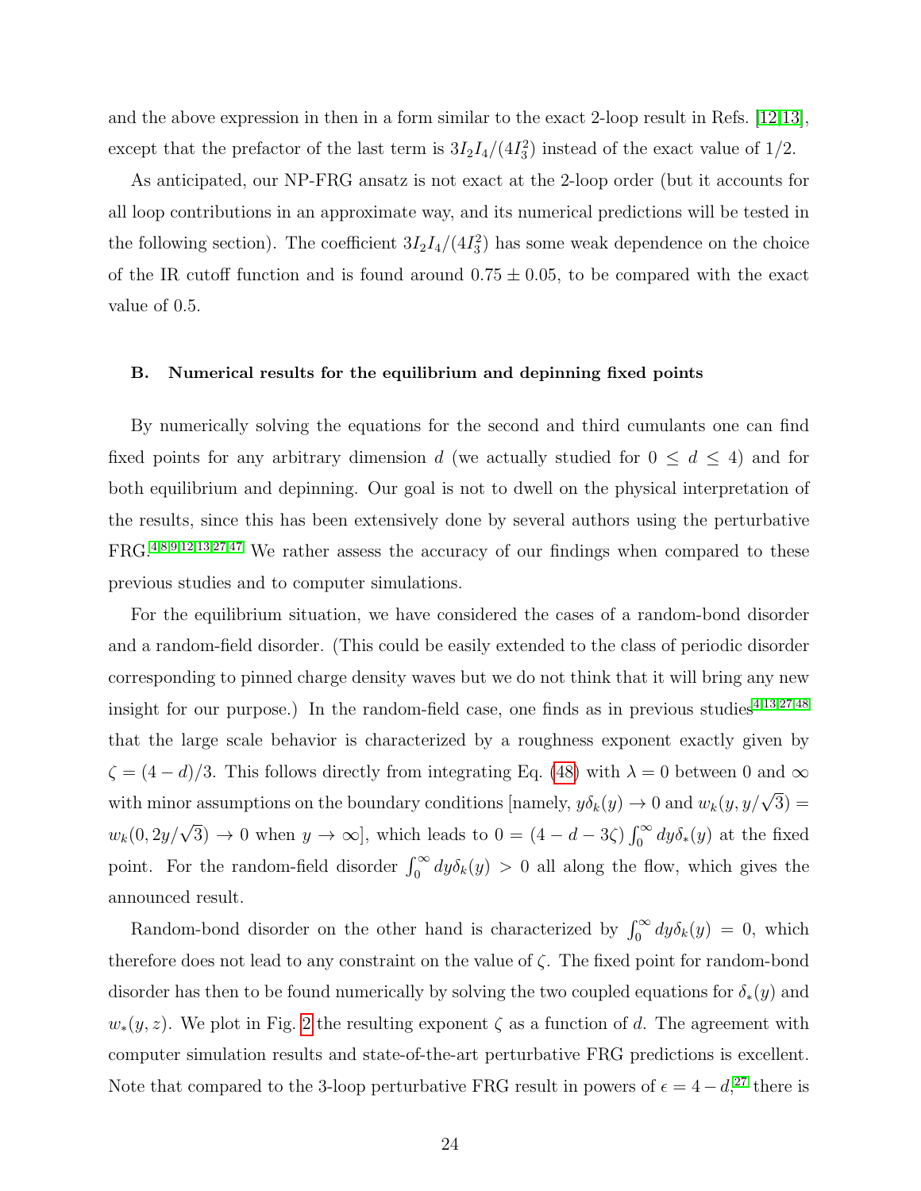and the above expression in then in a form similar to the exact 2-loop result in Refs. [12,13], except that the prefactor of the last term is $3I_2I_4/(4I_3^2)$ instead of the exact value of $1/2$.

As anticipated, our NP-FRG ansatz is not exact at the 2-loop order (but it accounts for all loop contributions in an approximate way, and its numerical predictions will be tested in the following section). The coefficient $3I_2I_4/(4I_3^2)$ has some weak dependence on the choice of the IR cutoff function and is found around $0.75 \pm 0.05$, to be compared with the exact value of 0.5.

### B. Numerical results for the equilibrium and depinning fixed points

By numerically solving the equations for the second and third cumulants one can find fixed points for any arbitrary dimension $d$ (we actually studied for $0 \leq d \leq 4$) and for both equilibrium and depinning. Our goal is not to dwell on the physical interpretation of the results, since this has been extensively done by several authors using the perturbative FRG.[4,8,9,12,13,27,47] We rather assess the accuracy of our findings when compared to these previous studies and to computer simulations.

For the equilibrium situation, we have considered the cases of a random-bond disorder and a random-field disorder. (This could be easily extended to the class of periodic disorder corresponding to pinned charge density waves but we do not think that it will bring any new insight for our purpose.) In the random-field case, one finds as in previous studies[4,13,27,48] that the large scale behavior is characterized by a roughness exponent exactly given by $\zeta = (4-d)/3$. This follows directly from integrating Eq. (48) with $\lambda = 0$ between 0 and $\infty$ with minor assumptions on the boundary conditions [namely, $y\delta_k(y) \to 0$ and $w_k(y, y/\sqrt{3}) = w_k(0, 2y/\sqrt{3}) \to 0$ when $y \to \infty$], which leads to $0 = (4 - d - 3\zeta)\int_0^\infty dy \delta_*(y)$ at the fixed point. For the random-field disorder $\int_0^\infty dy \delta_k(y) > 0$ all along the flow, which gives the announced result.

Random-bond disorder on the other hand is characterized by $\int_0^\infty dy \delta_k(y) = 0$, which therefore does not lead to any constraint on the value of $\zeta$. The fixed point for random-bond disorder has then to be found numerically by solving the two coupled equations for $\delta_*(y)$ and $w_*(y, z)$. We plot in Fig. 2 the resulting exponent $\zeta$ as a function of $d$. The agreement with computer simulation results and state-of-the-art perturbative FRG predictions is excellent. Note that compared to the 3-loop perturbative FRG result in powers of $\epsilon = 4 - d$,[27] there is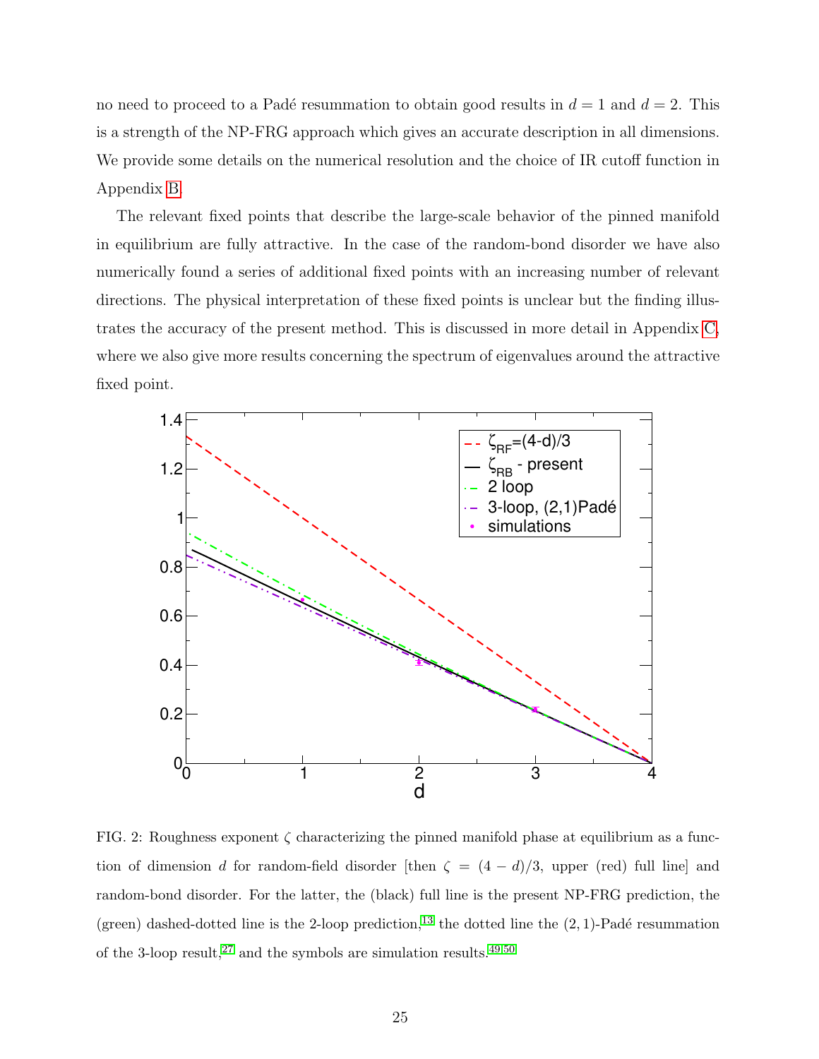no need to proceed to a Padé resummation to obtain good results in $d = 1$ and $d = 2$. This is a strength of the NP-FRG approach which gives an accurate description in all dimensions. We provide some details on the numerical resolution and the choice of IR cutoff function in Appendix B.

The relevant fixed points that describe the large-scale behavior of the pinned manifold in equilibrium are fully attractive. In the case of the random-bond disorder we have also numerically found a series of additional fixed points with an increasing number of relevant directions. The physical interpretation of these fixed points is unclear but the finding illustrates the accuracy of the present method. This is discussed in more detail in Appendix C, where we also give more results concerning the spectrum of eigenvalues around the attractive fixed point.

FIG. 2: Roughness exponent $\zeta$ characterizing the pinned manifold phase at equilibrium as a function of dimension $d$ for random-field disorder [then $\zeta = (4 - d)/3$, upper (red) full line] and random-bond disorder. For the latter, the (black) full line is the present NP-FRG prediction, the (green) dashed-dotted line is the 2-loop prediction,[13] the dotted line the $(2, 1)$-Padé resummation of the 3-loop result,[27] and the symbols are simulation results.[49,50]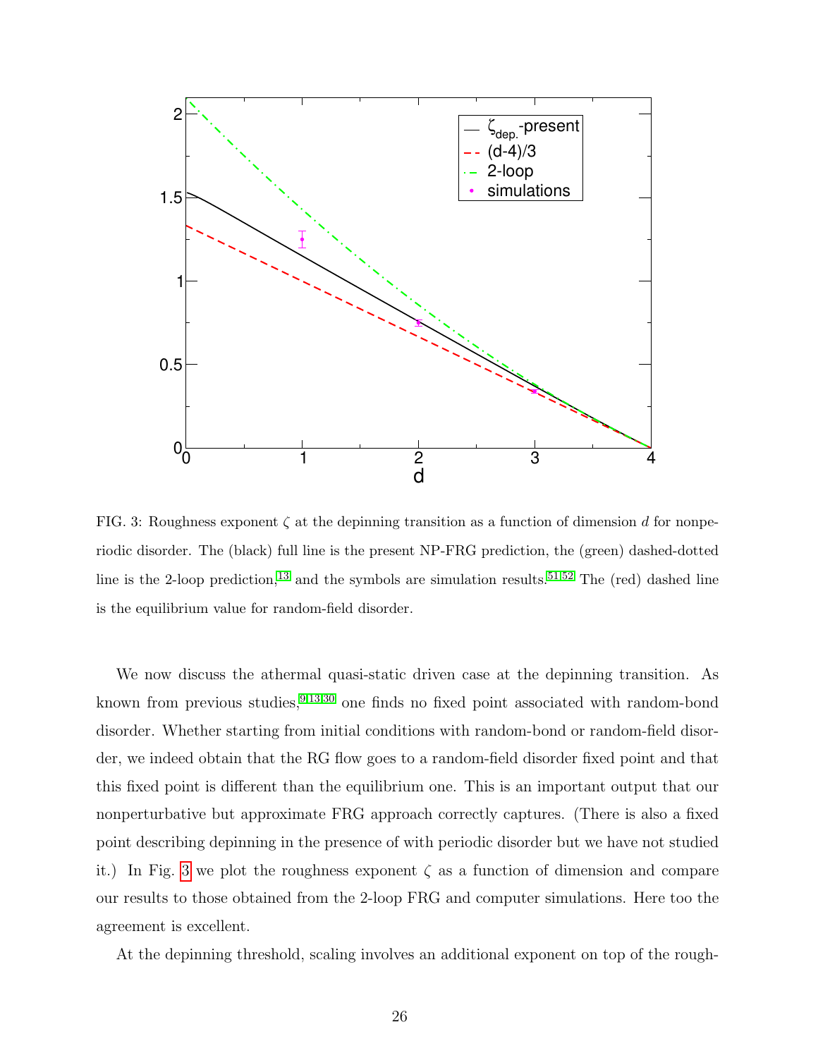FIG. 3: Roughness exponent $\zeta$ at the depinning transition as a function of dimension $d$ for nonperiodic disorder. The (black) full line is the present NP-FRG prediction, the (green) dashed-dotted line is the 2-loop prediction,[13] and the symbols are simulation results.[51,52] The (red) dashed line is the equilibrium value for random-field disorder.

We now discuss the athermal quasi-static driven case at the depinning transition. As known from previous studies,[9,13,30] one finds no fixed point associated with random-bond disorder. Whether starting from initial conditions with random-bond or random-field disorder, we indeed obtain that the RG flow goes to a random-field disorder fixed point and that this fixed point is different than the equilibrium one. This is an important output that our nonperturbative but approximate FRG approach correctly captures. (There is also a fixed point describing depinning in the presence of with periodic disorder but we have not studied it.) In Fig. 3 we plot the roughness exponent $\zeta$ as a function of dimension and compare our results to those obtained from the 2-loop FRG and computer simulations. Here too the agreement is excellent.

At the depinning threshold, scaling involves an additional exponent on top of the rough-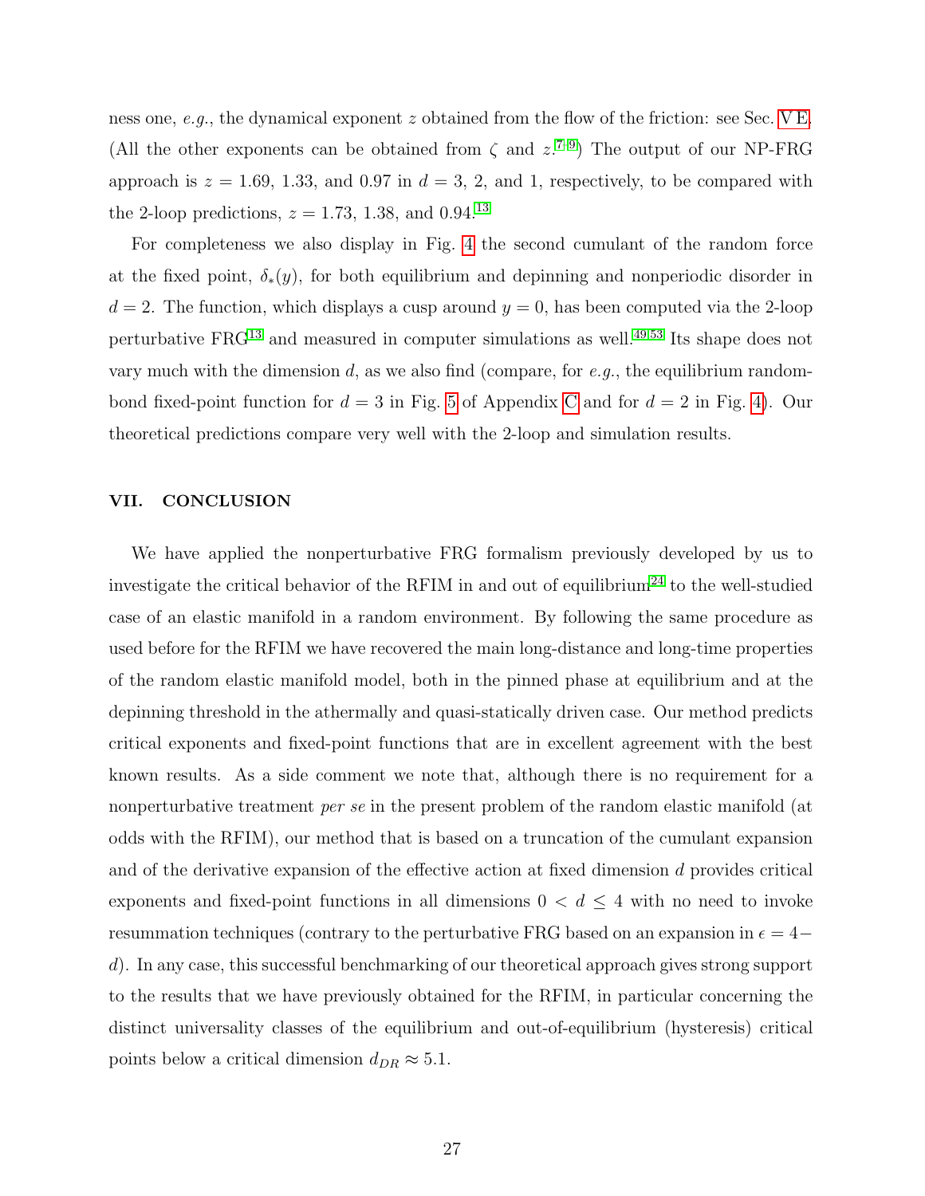ness one, *e.g.*, the dynamical exponent $z$ obtained from the flow of the friction: see Sec. V E. (All the other exponents can be obtained from $\zeta$ and $z$.[7–9]) The output of our NP-FRG approach is $z = 1.69$, 1.33, and 0.97 in $d = 3$, 2, and 1, respectively, to be compared with the 2-loop predictions, $z = 1.73$, 1.38, and 0.94.[13]

For completeness we also display in Fig. 4 the second cumulant of the random force at the fixed point, $\delta_*(y)$, for both equilibrium and depinning and nonperiodic disorder in $d = 2$. The function, which displays a cusp around $y = 0$, has been computed via the 2-loop perturbative FRG[13] and measured in computer simulations as well.[49,53] Its shape does not vary much with the dimension $d$, as we also find (compare, for *e.g.*, the equilibrium random-bond fixed-point function for $d = 3$ in Fig. 5 of Appendix C and for $d = 2$ in Fig. 4). Our theoretical predictions compare very well with the 2-loop and simulation results.

## VII. CONCLUSION

We have applied the nonperturbative FRG formalism previously developed by us to investigate the critical behavior of the RFIM in and out of equilibrium[24] to the well-studied case of an elastic manifold in a random environment. By following the same procedure as used before for the RFIM we have recovered the main long-distance and long-time properties of the random elastic manifold model, both in the pinned phase at equilibrium and at the depinning threshold in the athermally and quasi-statically driven case. Our method predicts critical exponents and fixed-point functions that are in excellent agreement with the best known results. As a side comment we note that, although there is no requirement for a nonperturbative treatment *per se* in the present problem of the random elastic manifold (at odds with the RFIM), our method that is based on a truncation of the cumulant expansion and of the derivative expansion of the effective action at fixed dimension $d$ provides critical exponents and fixed-point functions in all dimensions $0 < d \leq 4$ with no need to invoke resummation techniques (contrary to the perturbative FRG based on an expansion in $\epsilon = 4 - d$). In any case, this successful benchmarking of our theoretical approach gives strong support to the results that we have previously obtained for the RFIM, in particular concerning the distinct universality classes of the equilibrium and out-of-equilibrium (hysteresis) critical points below a critical dimension $d_{DR} \approx 5.1$.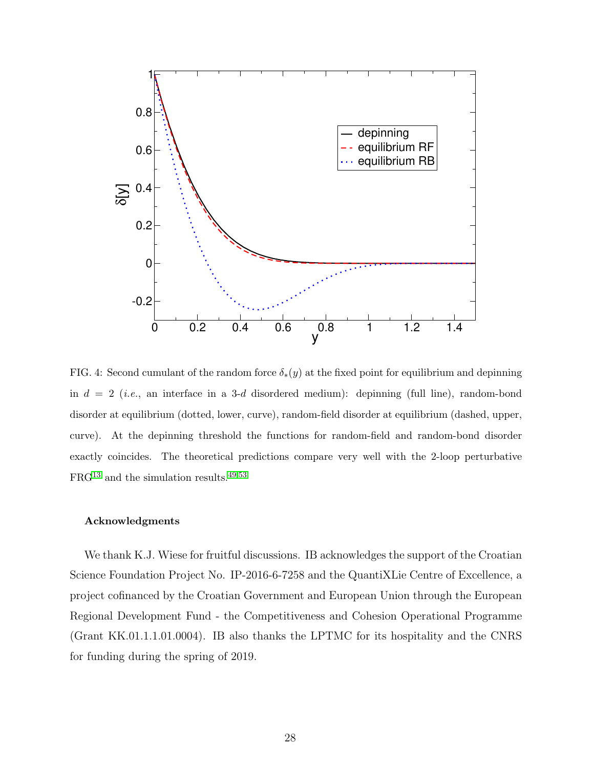FIG. 4: Second cumulant of the random force $\delta_*(y)$ at the fixed point for equilibrium and depinning in $d = 2$ (*i.e.*, an interface in a 3-$d$ disordered medium): depinning (full line), random-bond disorder at equilibrium (dotted, lower, curve), random-field disorder at equilibrium (dashed, upper, curve). At the depinning threshold the functions for random-field and random-bond disorder exactly coincides. The theoretical predictions compare very well with the 2-loop perturbative FRG[13] and the simulation results.[49,53]

#### Acknowledgments

We thank K.J. Wiese for fruitful discussions. IB acknowledges the support of the Croatian Science Foundation Project No. IP-2016-6-7258 and the QuantiXLie Centre of Excellence, a project cofinanced by the Croatian Government and European Union through the European Regional Development Fund - the Competitiveness and Cohesion Operational Programme (Grant KK.01.1.1.01.0004). IB also thanks the LPTMC for its hospitality and the CNRS for funding during the spring of 2019.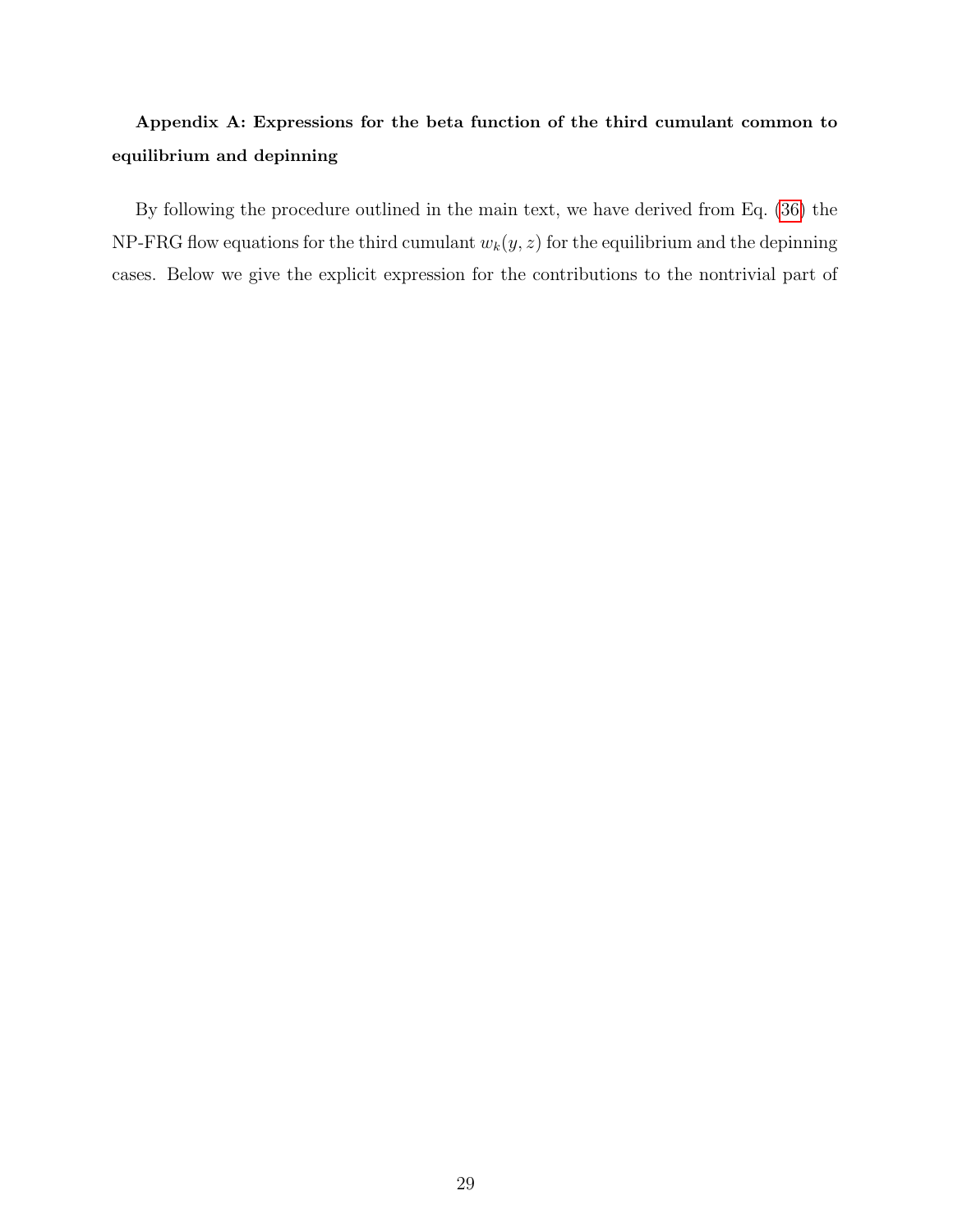**Appendix A: Expressions for the beta function of the third cumulant common to equilibrium and depinning**

By following the procedure outlined in the main text, we have derived from Eq. (36) the NP-FRG flow equations for the third cumulant $w_k(y,z)$ for the equilibrium and the depinning cases. Below we give the explicit expression for the contributions to the nontrivial part of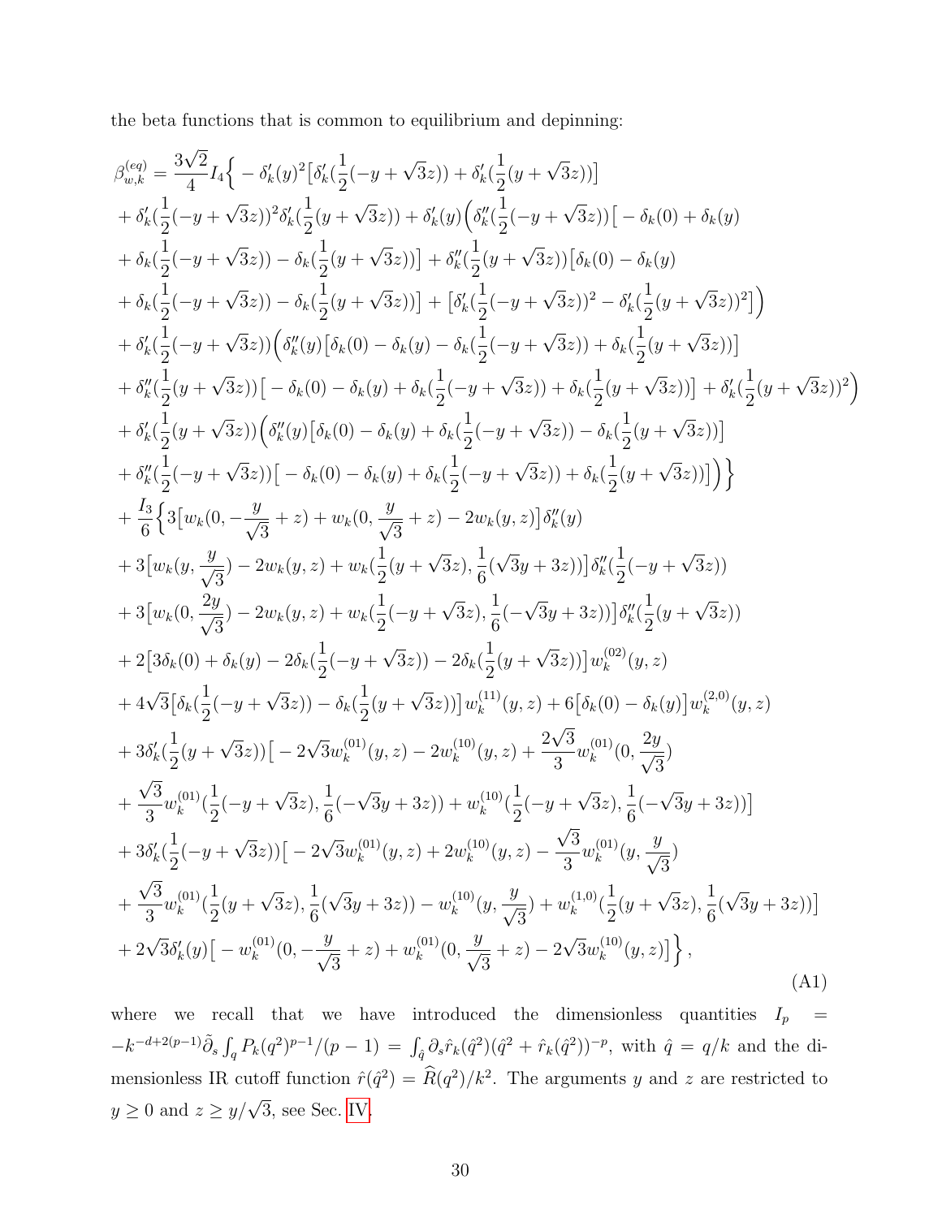the beta functions that is common to equilibrium and depinning:

$$
\begin{aligned}
\beta_{w,k}^{(eq)} &= \frac{3\sqrt{2}}{4} I_4 \Big\{ -\delta_k'(y)^2 \big[\delta_k'(\frac{1}{2}(-y+\sqrt{3}z)) + \delta_k'(\frac{1}{2}(y+\sqrt{3}z))\big] \\
&+ \delta_k'(\frac{1}{2}(-y+\sqrt{3}z))^2 \delta_k'(\frac{1}{2}(y+\sqrt{3}z)) + \delta_k'(y)\Big(\delta_k''(\frac{1}{2}(-y+\sqrt{3}z))\big[-\delta_k(0)+\delta_k(y) \\
&+ \delta_k(\frac{1}{2}(-y+\sqrt{3}z)) - \delta_k(\frac{1}{2}(y+\sqrt{3}z))\big] + \delta_k''(\frac{1}{2}(y+\sqrt{3}z))\big[\delta_k(0)-\delta_k(y) \\
&+ \delta_k(\frac{1}{2}(-y+\sqrt{3}z)) - \delta_k(\frac{1}{2}(y+\sqrt{3}z))\big] + \big[\delta_k'(\frac{1}{2}(-y+\sqrt{3}z))^2 - \delta_k'(\frac{1}{2}(y+\sqrt{3}z))^2\big]\Big) \\
&+ \delta_k'(\frac{1}{2}(-y+\sqrt{3}z))\Big(\delta_k''(y)\big[\delta_k(0)-\delta_k(y)-\delta_k(\frac{1}{2}(-y+\sqrt{3}z)) + \delta_k(\frac{1}{2}(y+\sqrt{3}z))\big] \\
&+ \delta_k''(\frac{1}{2}(y+\sqrt{3}z))\big[-\delta_k(0)-\delta_k(y)+\delta_k(\frac{1}{2}(-y+\sqrt{3}z)) + \delta_k(\frac{1}{2}(y+\sqrt{3}z))\big] + \delta_k'(\frac{1}{2}(y+\sqrt{3}z))^2\Big) \\
&+ \delta_k'(\frac{1}{2}(y+\sqrt{3}z))\Big(\delta_k''(y)\big[\delta_k(0)-\delta_k(y)+\delta_k(\frac{1}{2}(-y+\sqrt{3}z)) - \delta_k(\frac{1}{2}(y+\sqrt{3}z))\big] \\
&+ \delta_k''(\frac{1}{2}(-y+\sqrt{3}z))\big[-\delta_k(0)-\delta_k(y)+\delta_k(\frac{1}{2}(-y+\sqrt{3}z)) + \delta_k(\frac{1}{2}(y+\sqrt{3}z))\big]\Big)\Big\} \\
&+ \frac{I_3}{6}\Big\{3\big[w_k(0,-\frac{y}{\sqrt{3}}+z) + w_k(0,\frac{y}{\sqrt{3}}+z) - 2w_k(y,z)\big]\delta_k''(y) \\
&+ 3\big[w_k(y,\frac{y}{\sqrt{3}}) - 2w_k(y,z) + w_k(\frac{1}{2}(y+\sqrt{3}z),\frac{1}{6}(\sqrt{3}y+3z))\big]\delta_k''(\frac{1}{2}(-y+\sqrt{3}z)) \\
&+ 3\big[w_k(0,\frac{2y}{\sqrt{3}}) - 2w_k(y,z) + w_k(\frac{1}{2}(-y+\sqrt{3}z),\frac{1}{6}(-\sqrt{3}y+3z))\big]\delta_k''(\frac{1}{2}(y+\sqrt{3}z)) \\
&+ 2\big[3\delta_k(0)+\delta_k(y)-2\delta_k(\frac{1}{2}(-y+\sqrt{3}z)) - 2\delta_k(\frac{1}{2}(y+\sqrt{3}z))\big]w_k^{(02)}(y,z) \\
&+ 4\sqrt{3}\big[\delta_k(\frac{1}{2}(-y+\sqrt{3}z)) - \delta_k(\frac{1}{2}(y+\sqrt{3}z))\big]w_k^{(11)}(y,z) + 6\big[\delta_k(0)-\delta_k(y)\big]w_k^{(2,0)}(y,z) \\
&+ 3\delta_k'(\frac{1}{2}(y+\sqrt{3}z))\big[-2\sqrt{3}w_k^{(01)}(y,z) - 2w_k^{(10)}(y,z) + \frac{2\sqrt{3}}{3}w_k^{(01)}(0,\frac{2y}{\sqrt{3}}) \\
&+ \frac{\sqrt{3}}{3}w_k^{(01)}(\frac{1}{2}(-y+\sqrt{3}z),\frac{1}{6}(-\sqrt{3}y+3z)) + w_k^{(10)}(\frac{1}{2}(-y+\sqrt{3}z),\frac{1}{6}(-\sqrt{3}y+3z))\big] \\
&+ 3\delta_k'(\frac{1}{2}(-y+\sqrt{3}z))\big[-2\sqrt{3}w_k^{(01)}(y,z) + 2w_k^{(10)}(y,z) - \frac{\sqrt{3}}{3}w_k^{(01)}(y,\frac{y}{\sqrt{3}}) \\
&+ \frac{\sqrt{3}}{3}w_k^{(01)}(\frac{1}{2}(y+\sqrt{3}z),\frac{1}{6}(\sqrt{3}y+3z)) - w_k^{(10)}(y,\frac{y}{\sqrt{3}}) + w_k^{(1,0)}(\frac{1}{2}(y+\sqrt{3}z),\frac{1}{6}(\sqrt{3}y+3z))\big] \\
&+ 2\sqrt{3}\delta_k'(y)\big[-w_k^{(01)}(0,-\frac{y}{\sqrt{3}}+z) + w_k^{(01)}(0,\frac{y}{\sqrt{3}}+z) - 2\sqrt{3}w_k^{(10)}(y,z)\big]\Big\},
\end{aligned}
\tag{A1}
$$

where we recall that we have introduced the dimensionless quantities $I_p = -k^{-d+2(p-1)}\tilde{\partial}_s \int_q P_k(q^2)^{p-1}/(p-1) = \int_{\hat{q}} \partial_s \hat{r}_k(\hat{q}^2)(\hat{q}^2+\hat{r}_k(\hat{q}^2))^{-p}$, with $\hat{q} = q/k$ and the dimensionless IR cutoff function $\hat{r}(\hat{q}^2) = \widehat{R}(q^2)/k^2$. The arguments $y$ and $z$ are restricted to $y \geq 0$ and $z \geq y/\sqrt{3}$, see Sec. IV.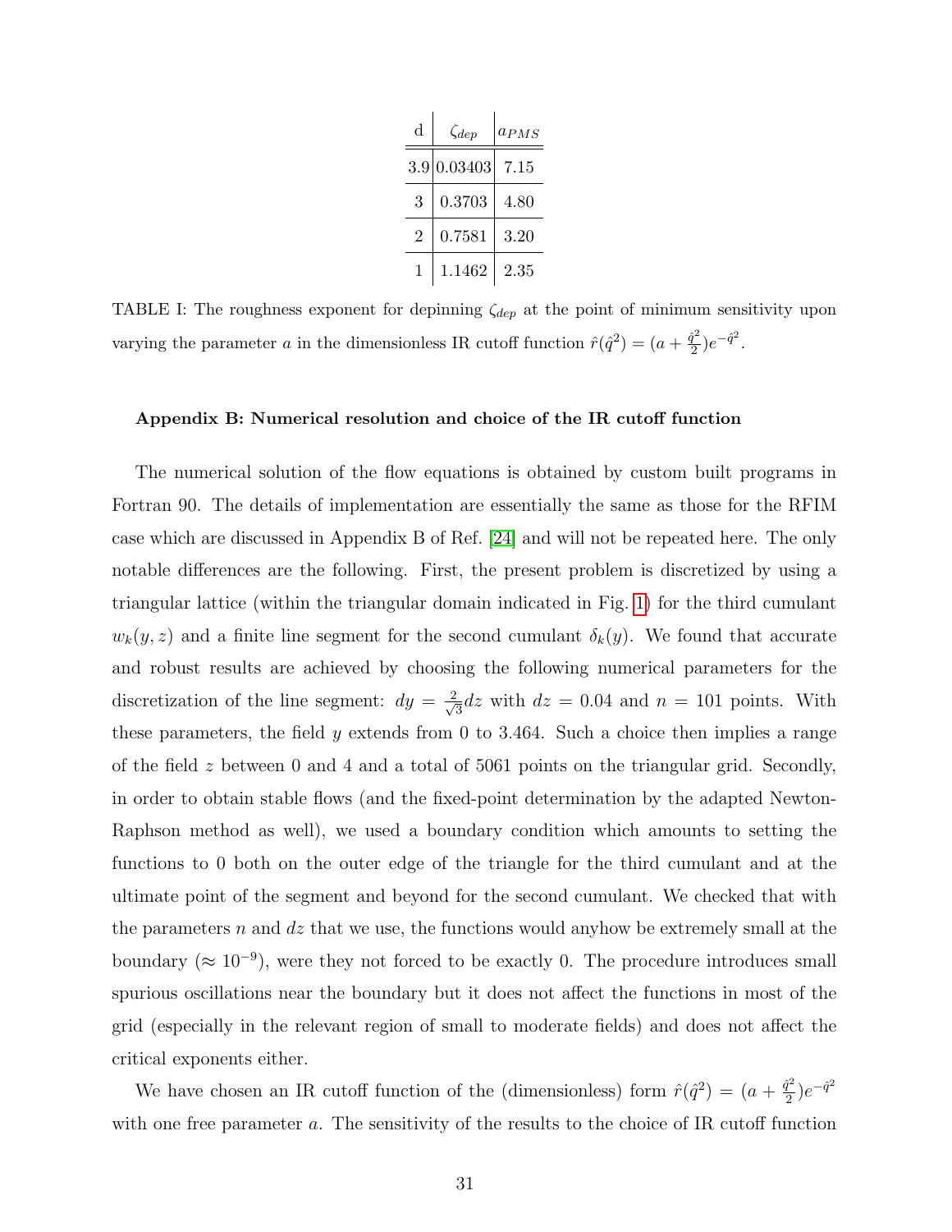| d | $\zeta_{dep}$ | $a_{PMS}$ |
|---|---|---|
| 3.9 | 0.03403 | 7.15 |
| 3 | 0.3703 | 4.80 |
| 2 | 0.7581 | 3.20 |
| 1 | 1.1462 | 2.35 |

TABLE I: The roughness exponent for depinning $\zeta_{dep}$ at the point of minimum sensitivity upon varying the parameter $a$ in the dimensionless IR cutoff function $\hat{r}(\hat{q}^2) = (a + \frac{\hat{q}^2}{2})e^{-\hat{q}^2}$.

### Appendix B: Numerical resolution and choice of the IR cutoff function

The numerical solution of the flow equations is obtained by custom built programs in Fortran 90. The details of implementation are essentially the same as those for the RFIM case which are discussed in Appendix B of Ref. [24] and will not be repeated here. The only notable differences are the following. First, the present problem is discretized by using a triangular lattice (within the triangular domain indicated in Fig. 1) for the third cumulant $w_k(y, z)$ and a finite line segment for the second cumulant $\delta_k(y)$. We found that accurate and robust results are achieved by choosing the following numerical parameters for the discretization of the line segment: $dy = \frac{2}{\sqrt{3}}dz$ with $dz = 0.04$ and $n = 101$ points. With these parameters, the field $y$ extends from 0 to 3.464. Such a choice then implies a range of the field $z$ between 0 and 4 and a total of 5061 points on the triangular grid. Secondly, in order to obtain stable flows (and the fixed-point determination by the adapted Newton-Raphson method as well), we used a boundary condition which amounts to setting the functions to 0 both on the outer edge of the triangle for the third cumulant and at the ultimate point of the segment and beyond for the second cumulant. We checked that with the parameters $n$ and $dz$ that we use, the functions would anyhow be extremely small at the boundary ($\approx 10^{-9}$), were they not forced to be exactly 0. The procedure introduces small spurious oscillations near the boundary but it does not affect the functions in most of the grid (especially in the relevant region of small to moderate fields) and does not affect the critical exponents either.

We have chosen an IR cutoff function of the (dimensionless) form $\hat{r}(\hat{q}^2) = (a + \frac{\hat{q}^2}{2})e^{-\hat{q}^2}$ with one free parameter $a$. The sensitivity of the results to the choice of IR cutoff function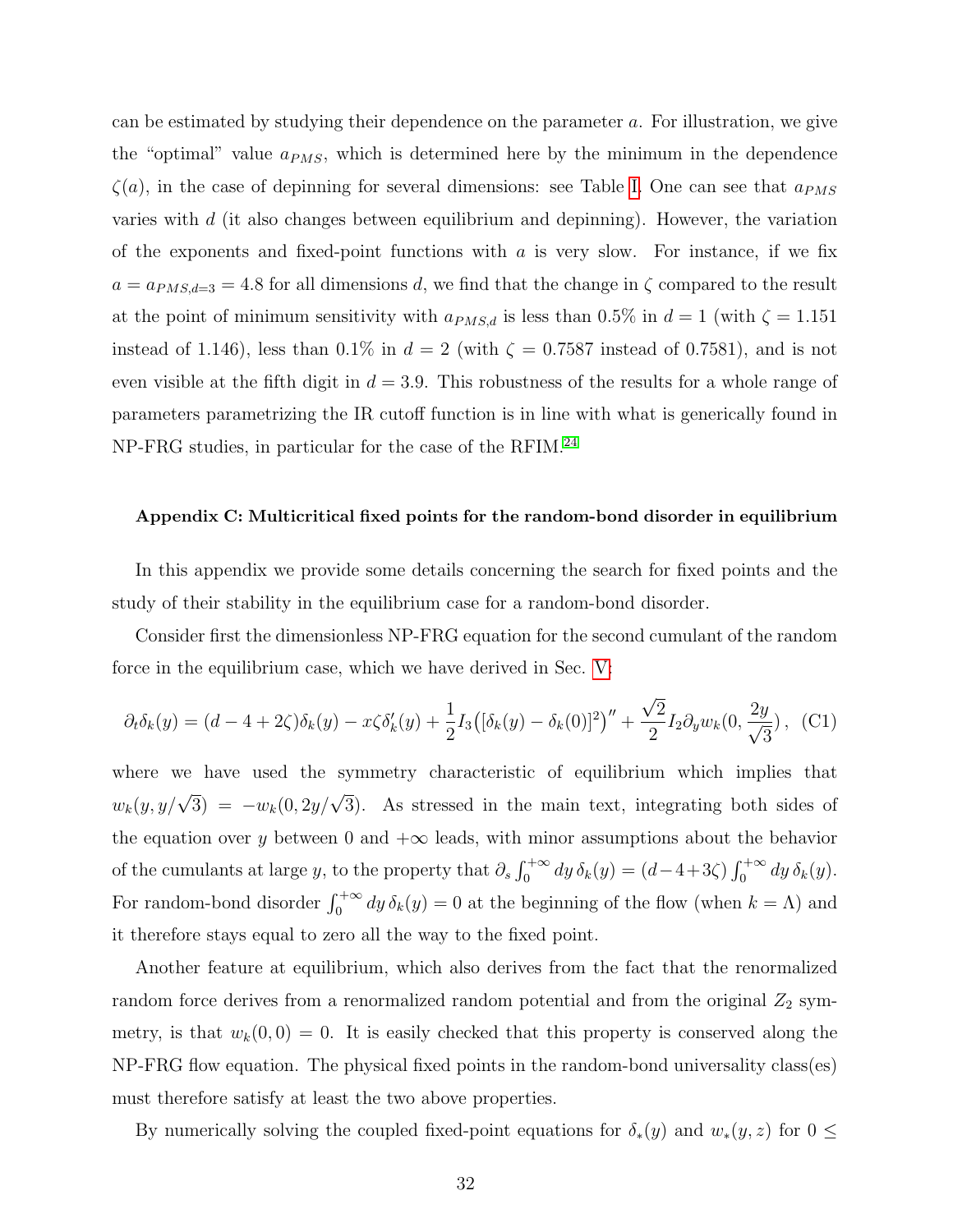can be estimated by studying their dependence on the parameter $a$. For illustration, we give the "optimal" value $a_{PMS}$, which is determined here by the minimum in the dependence $\zeta(a)$, in the case of depinning for several dimensions: see Table I. One can see that $a_{PMS}$ varies with $d$ (it also changes between equilibrium and depinning). However, the variation of the exponents and fixed-point functions with $a$ is very slow. For instance, if we fix $a = a_{PMS,d=3} = 4.8$ for all dimensions $d$, we find that the change in $\zeta$ compared to the result at the point of minimum sensitivity with $a_{PMS,d}$ is less than 0.5% in $d = 1$ (with $\zeta = 1.151$ instead of 1.146), less than 0.1% in $d = 2$ (with $\zeta = 0.7587$ instead of 0.7581), and is not even visible at the fifth digit in $d = 3.9$. This robustness of the results for a whole range of parameters parametrizing the IR cutoff function is in line with what is generically found in NP-FRG studies, in particular for the case of the RFIM.[24]

#### Appendix C: Multicritical fixed points for the random-bond disorder in equilibrium

In this appendix we provide some details concerning the search for fixed points and the study of their stability in the equilibrium case for a random-bond disorder.

Consider first the dimensionless NP-FRG equation for the second cumulant of the random force in the equilibrium case, which we have derived in Sec. V:

$$\partial_t \delta_k(y) = (d - 4 + 2\zeta)\delta_k(y) - x\zeta\delta_k'(y) + \frac{1}{2} I_3\big([\delta_k(y) - \delta_k(0)]^2\big)'' + \frac{\sqrt{2}}{2} I_2 \partial_y w_k(0, \frac{2y}{\sqrt{3}}), \quad \text{(C1)}$$

where we have used the symmetry characteristic of equilibrium which implies that $w_k(y, y/\sqrt{3}) = -w_k(0, 2y/\sqrt{3})$. As stressed in the main text, integrating both sides of the equation over $y$ between 0 and $+\infty$ leads, with minor assumptions about the behavior of the cumulants at large $y$, to the property that $\partial_s \int_0^{+\infty} dy\, \delta_k(y) = (d - 4 + 3\zeta) \int_0^{+\infty} dy\, \delta_k(y)$. For random-bond disorder $\int_0^{+\infty} dy\, \delta_k(y) = 0$ at the beginning of the flow (when $k = \Lambda$) and it therefore stays equal to zero all the way to the fixed point.

Another feature at equilibrium, which also derives from the fact that the renormalized random force derives from a renormalized random potential and from the original $Z_2$ symmetry, is that $w_k(0, 0) = 0$. It is easily checked that this property is conserved along the NP-FRG flow equation. The physical fixed points in the random-bond universality class(es) must therefore satisfy at least the two above properties.

By numerically solving the coupled fixed-point equations for $\delta_*(y)$ and $w_*(y, z)$ for $0 \leq$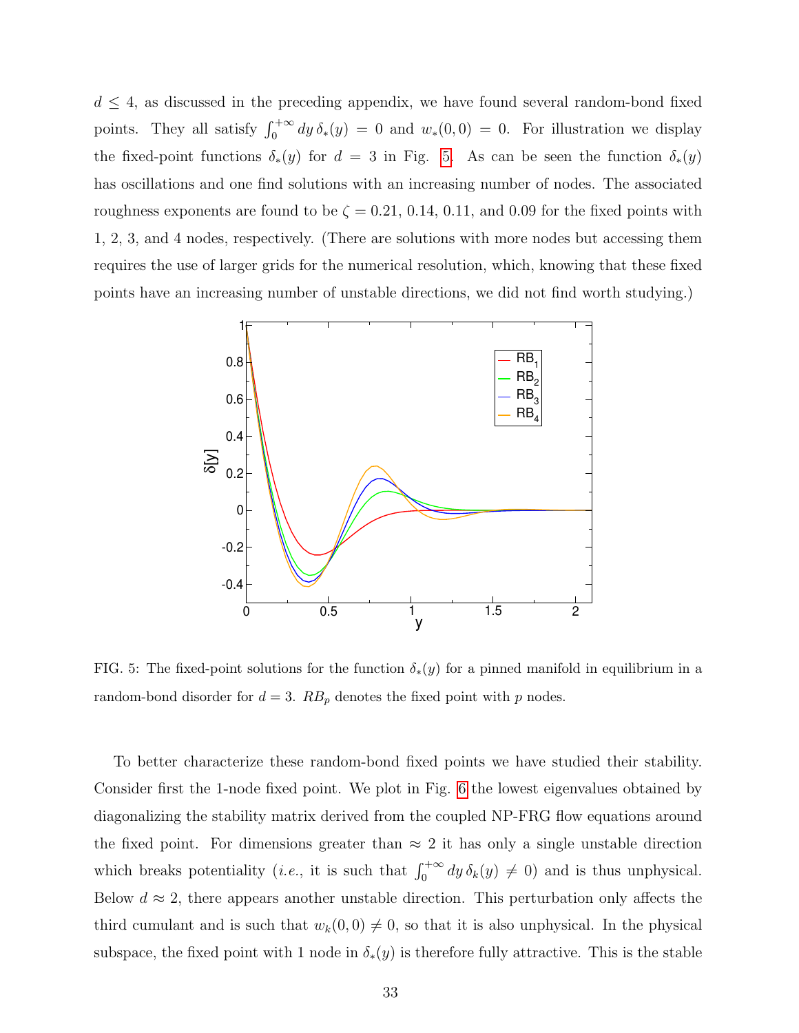$d \leq 4$, as discussed in the preceding appendix, we have found several random-bond fixed points. They all satisfy $\int_0^{+\infty} dy\, \delta_*(y) = 0$ and $w_*(0,0) = 0$. For illustration we display the fixed-point functions $\delta_*(y)$ for $d = 3$ in Fig. 5. As can be seen the function $\delta_*(y)$ has oscillations and one find solutions with an increasing number of nodes. The associated roughness exponents are found to be $\zeta = 0.21$, $0.14$, $0.11$, and $0.09$ for the fixed points with 1, 2, 3, and 4 nodes, respectively. (There are solutions with more nodes but accessing them requires the use of larger grids for the numerical resolution, which, knowing that these fixed points have an increasing number of unstable directions, we did not find worth studying.)

FIG. 5: The fixed-point solutions for the function $\delta_*(y)$ for a pinned manifold in equilibrium in a random-bond disorder for $d = 3$. $RB_p$ denotes the fixed point with $p$ nodes.

To better characterize these random-bond fixed points we have studied their stability. Consider first the 1-node fixed point. We plot in Fig. 6 the lowest eigenvalues obtained by diagonalizing the stability matrix derived from the coupled NP-FRG flow equations around the fixed point. For dimensions greater than $\approx 2$ it has only a single unstable direction which breaks potentiality (*i.e.*, it is such that $\int_0^{+\infty} dy\, \delta_k(y) \neq 0$) and is thus unphysical. Below $d \approx 2$, there appears another unstable direction. This perturbation only affects the third cumulant and is such that $w_k(0,0) \neq 0$, so that it is also unphysical. In the physical subspace, the fixed point with 1 node in $\delta_*(y)$ is therefore fully attractive. This is the stable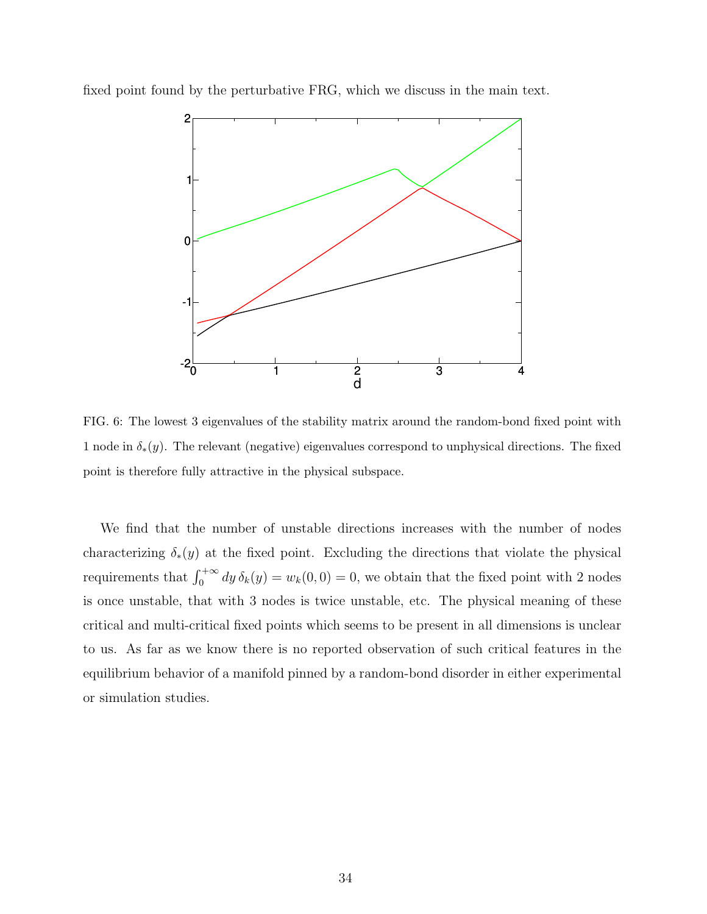fixed point found by the perturbative FRG, which we discuss in the main text.

FIG. 6: The lowest 3 eigenvalues of the stability matrix around the random-bond fixed point with 1 node in $\delta_*(y)$. The relevant (negative) eigenvalues correspond to unphysical directions. The fixed point is therefore fully attractive in the physical subspace.

We find that the number of unstable directions increases with the number of nodes characterizing $\delta_*(y)$ at the fixed point. Excluding the directions that violate the physical requirements that $\int_0^{+\infty} dy\, \delta_k(y) = w_k(0,0) = 0$, we obtain that the fixed point with 2 nodes is once unstable, that with 3 nodes is twice unstable, etc. The physical meaning of these critical and multi-critical fixed points which seems to be present in all dimensions is unclear to us. As far as we know there is no reported observation of such critical features in the equilibrium behavior of a manifold pinned by a random-bond disorder in either experimental or simulation studies.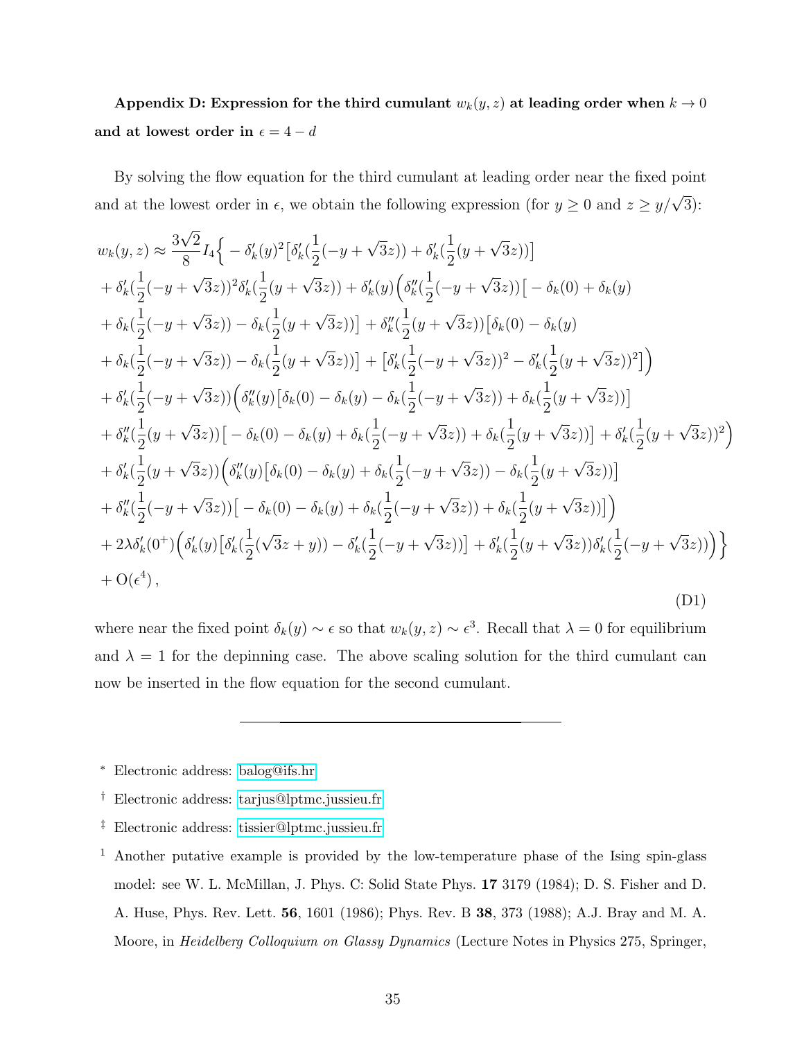**Appendix D: Expression for the third cumulant $w_k(y,z)$ at leading order when $k \to 0$ and at lowest order in $\epsilon = 4-d$**

By solving the flow equation for the third cumulant at leading order near the fixed point and at the lowest order in $\epsilon$, we obtain the following expression (for $y \geq 0$ and $z \geq y/\sqrt{3}$):

$$
\begin{aligned}
w_k(y,z) \approx & \frac{3\sqrt{2}}{8} I_4 \Big\{ -\delta_k'(y)^2 \big[\delta_k'(\frac{1}{2}(-y+\sqrt{3}z)) + \delta_k'(\frac{1}{2}(y+\sqrt{3}z))\big] \\
& + \delta_k'(\frac{1}{2}(-y+\sqrt{3}z))^2 \delta_k'(\frac{1}{2}(y+\sqrt{3}z)) + \delta_k'(y)\Big(\delta_k''(\frac{1}{2}(-y+\sqrt{3}z))\big[-\delta_k(0)+\delta_k(y) \\
& + \delta_k(\frac{1}{2}(-y+\sqrt{3}z)) - \delta_k(\frac{1}{2}(y+\sqrt{3}z))\big] + \delta_k''(\frac{1}{2}(y+\sqrt{3}z))\big[\delta_k(0)-\delta_k(y) \\
& + \delta_k(\frac{1}{2}(-y+\sqrt{3}z)) - \delta_k(\frac{1}{2}(y+\sqrt{3}z))\big] + \big[\delta_k'(\frac{1}{2}(-y+\sqrt{3}z))^2 - \delta_k'(\frac{1}{2}(y+\sqrt{3}z))^2\big]\Big) \\
& + \delta_k'(\frac{1}{2}(-y+\sqrt{3}z))\Big(\delta_k''(y)\big[\delta_k(0)-\delta_k(y)-\delta_k(\frac{1}{2}(-y+\sqrt{3}z)) + \delta_k(\frac{1}{2}(y+\sqrt{3}z))\big] \\
& + \delta_k''(\frac{1}{2}(y+\sqrt{3}z))\big[-\delta_k(0)-\delta_k(y)+\delta_k(\frac{1}{2}(-y+\sqrt{3}z)) + \delta_k(\frac{1}{2}(y+\sqrt{3}z))\big] + \delta_k'(\frac{1}{2}(y+\sqrt{3}z))^2\Big) \\
& + \delta_k'(\frac{1}{2}(y+\sqrt{3}z))\Big(\delta_k''(y)\big[\delta_k(0)-\delta_k(y)+\delta_k(\frac{1}{2}(-y+\sqrt{3}z)) - \delta_k(\frac{1}{2}(y+\sqrt{3}z))\big] \\
& + \delta_k''(\frac{1}{2}(-y+\sqrt{3}z))\big[-\delta_k(0)-\delta_k(y)+\delta_k(\frac{1}{2}(-y+\sqrt{3}z)) + \delta_k(\frac{1}{2}(y+\sqrt{3}z))\big]\Big) \\
& + 2\lambda\delta_k'(0^+)\Big(\delta_k'(y)\big[\delta_k'(\frac{1}{2}(\sqrt{3}z+y)) - \delta_k'(\frac{1}{2}(-y+\sqrt{3}z))\big] + \delta_k'(\frac{1}{2}(y+\sqrt{3}z))\delta_k'(\frac{1}{2}(-y+\sqrt{3}z))\Big)\Big\} \\
& + \mathrm{O}(\epsilon^4)\,,
\end{aligned}
\tag{D1}
$$

where near the fixed point $\delta_k(y) \sim \epsilon$ so that $w_k(y,z) \sim \epsilon^3$. Recall that $\lambda = 0$ for equilibrium and $\lambda = 1$ for the depinning case. The above scaling solution for the third cumulant can now be inserted in the flow equation for the second cumulant.

---

\* Electronic address: balog@ifs.hr

† Electronic address: tarjus@lptmc.jussieu.fr

‡ Electronic address: tissier@lptmc.jussieu.fr

[1] Another putative example is provided by the low-temperature phase of the Ising spin-glass model: see W. L. McMillan, J. Phys. C: Solid State Phys. **17** 3179 (1984); D. S. Fisher and D. A. Huse, Phys. Rev. Lett. **56**, 1601 (1986); Phys. Rev. B **38**, 373 (1988); A.J. Bray and M. A. Moore, in *Heidelberg Colloquium on Glassy Dynamics* (Lecture Notes in Physics 275, Springer,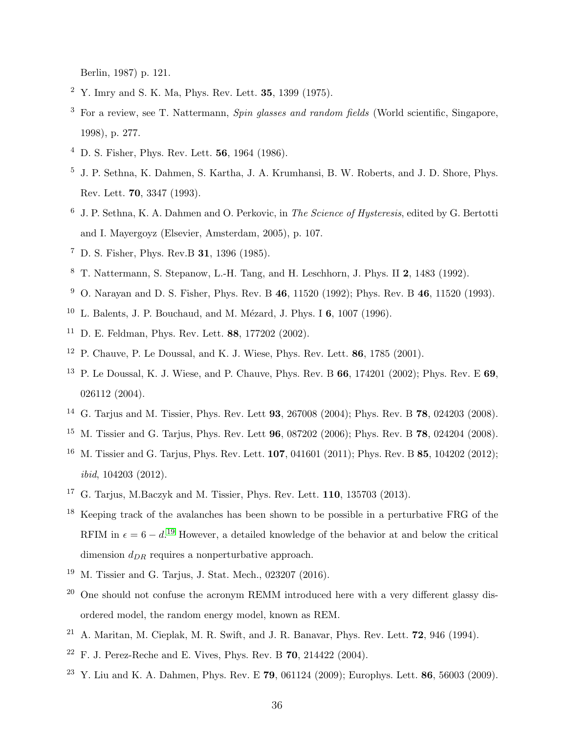Berlin, 1987) p. 121.

2 Y. Imry and S. K. Ma, Phys. Rev. Lett. **35**, 1399 (1975).

3 For a review, see T. Nattermann, *Spin glasses and random fields* (World scientific, Singapore, 1998), p. 277.

4 D. S. Fisher, Phys. Rev. Lett. **56**, 1964 (1986).

5 J. P. Sethna, K. Dahmen, S. Kartha, J. A. Krumhansi, B. W. Roberts, and J. D. Shore, Phys. Rev. Lett. **70**, 3347 (1993).

6 J. P. Sethna, K. A. Dahmen and O. Perkovic, in *The Science of Hysteresis*, edited by G. Bertotti and I. Mayergoyz (Elsevier, Amsterdam, 2005), p. 107.

7 D. S. Fisher, Phys. Rev.B **31**, 1396 (1985).

8 T. Nattermann, S. Stepanow, L.-H. Tang, and H. Leschhorn, J. Phys. II **2**, 1483 (1992).

9 O. Narayan and D. S. Fisher, Phys. Rev. B **46**, 11520 (1992); Phys. Rev. B **46**, 11520 (1993).

10 L. Balents, J. P. Bouchaud, and M. Mézard, J. Phys. I **6**, 1007 (1996).

11 D. E. Feldman, Phys. Rev. Lett. **88**, 177202 (2002).

12 P. Chauve, P. Le Doussal, and K. J. Wiese, Phys. Rev. Lett. **86**, 1785 (2001).

13 P. Le Doussal, K. J. Wiese, and P. Chauve, Phys. Rev. B **66**, 174201 (2002); Phys. Rev. E **69**, 026112 (2004).

14 G. Tarjus and M. Tissier, Phys. Rev. Lett **93**, 267008 (2004); Phys. Rev. B **78**, 024203 (2008).

15 M. Tissier and G. Tarjus, Phys. Rev. Lett **96**, 087202 (2006); Phys. Rev. B **78**, 024204 (2008).

16 M. Tissier and G. Tarjus, Phys. Rev. Lett. **107**, 041601 (2011); Phys. Rev. B **85**, 104202 (2012); *ibid*, 104203 (2012).

17 G. Tarjus, M.Baczyk and M. Tissier, Phys. Rev. Lett. **110**, 135703 (2013).

18 Keeping track of the avalanches has been shown to be possible in a perturbative FRG of the RFIM in $\epsilon = 6 - d$.[19] However, a detailed knowledge of the behavior at and below the critical dimension $d_{DR}$ requires a nonperturbative approach.

19 M. Tissier and G. Tarjus, J. Stat. Mech., 023207 (2016).

20 One should not confuse the acronym REMM introduced here with a very different glassy disordered model, the random energy model, known as REM.

21 A. Maritan, M. Cieplak, M. R. Swift, and J. R. Banavar, Phys. Rev. Lett. **72**, 946 (1994).

22 F. J. Perez-Reche and E. Vives, Phys. Rev. B **70**, 214422 (2004).

23 Y. Liu and K. A. Dahmen, Phys. Rev. E **79**, 061124 (2009); Europhys. Lett. **86**, 56003 (2009).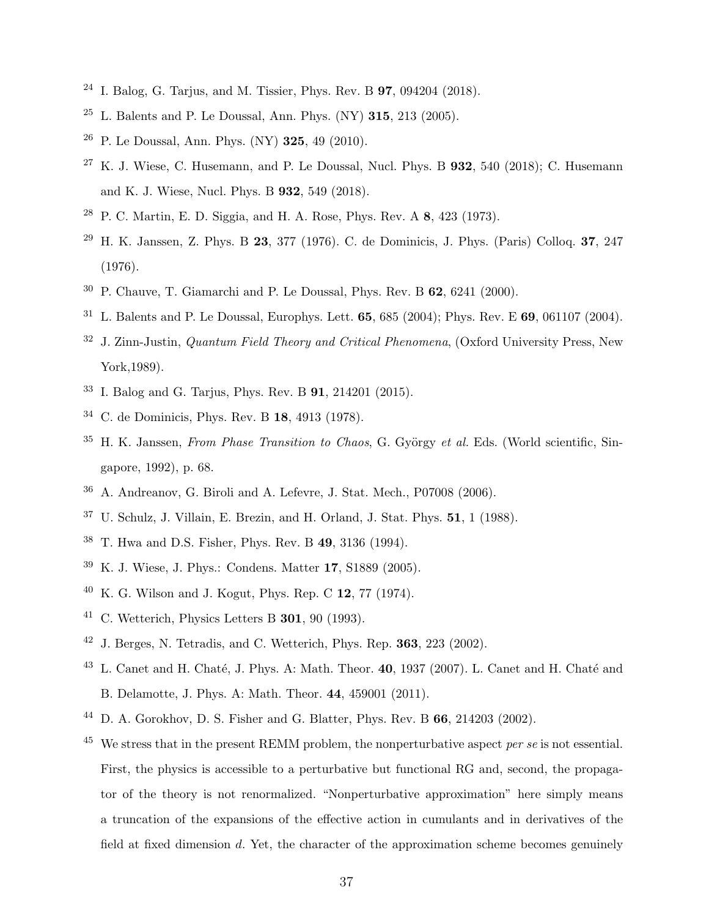[24] I. Balog, G. Tarjus, and M. Tissier, Phys. Rev. B **97**, 094204 (2018).

[25] L. Balents and P. Le Doussal, Ann. Phys. (NY) **315**, 213 (2005).

[26] P. Le Doussal, Ann. Phys. (NY) **325**, 49 (2010).

[27] K. J. Wiese, C. Husemann, and P. Le Doussal, Nucl. Phys. B **932**, 540 (2018); C. Husemann and K. J. Wiese, Nucl. Phys. B **932**, 549 (2018).

[28] P. C. Martin, E. D. Siggia, and H. A. Rose, Phys. Rev. A **8**, 423 (1973).

[29] H. K. Janssen, Z. Phys. B **23**, 377 (1976). C. de Dominicis, J. Phys. (Paris) Colloq. **37**, 247 (1976).

[30] P. Chauve, T. Giamarchi and P. Le Doussal, Phys. Rev. B **62**, 6241 (2000).

[31] L. Balents and P. Le Doussal, Europhys. Lett. **65**, 685 (2004); Phys. Rev. E **69**, 061107 (2004).

[32] J. Zinn-Justin, *Quantum Field Theory and Critical Phenomena*, (Oxford University Press, New York,1989).

[33] I. Balog and G. Tarjus, Phys. Rev. B **91**, 214201 (2015).

[34] C. de Dominicis, Phys. Rev. B **18**, 4913 (1978).

[35] H. K. Janssen, *From Phase Transition to Chaos*, G. György *et al.* Eds. (World scientific, Singapore, 1992), p. 68.

[36] A. Andreanov, G. Biroli and A. Lefevre, J. Stat. Mech., P07008 (2006).

[37] U. Schulz, J. Villain, E. Brezin, and H. Orland, J. Stat. Phys. **51**, 1 (1988).

[38] T. Hwa and D.S. Fisher, Phys. Rev. B **49**, 3136 (1994).

[39] K. J. Wiese, J. Phys.: Condens. Matter **17**, S1889 (2005).

[40] K. G. Wilson and J. Kogut, Phys. Rep. C **12**, 77 (1974).

[41] C. Wetterich, Physics Letters B **301**, 90 (1993).

[42] J. Berges, N. Tetradis, and C. Wetterich, Phys. Rep. **363**, 223 (2002).

[43] L. Canet and H. Chaté, J. Phys. A: Math. Theor. **40**, 1937 (2007). L. Canet and H. Chaté and B. Delamotte, J. Phys. A: Math. Theor. **44**, 459001 (2011).

[44] D. A. Gorokhov, D. S. Fisher and G. Blatter, Phys. Rev. B **66**, 214203 (2002).

[45] We stress that in the present REMM problem, the nonperturbative aspect *per se* is not essential. First, the physics is accessible to a perturbative but functional RG and, second, the propagator of the theory is not renormalized. "Nonperturbative approximation" here simply means a truncation of the expansions of the effective action in cumulants and in derivatives of the field at fixed dimension $d$. Yet, the character of the approximation scheme becomes genuinely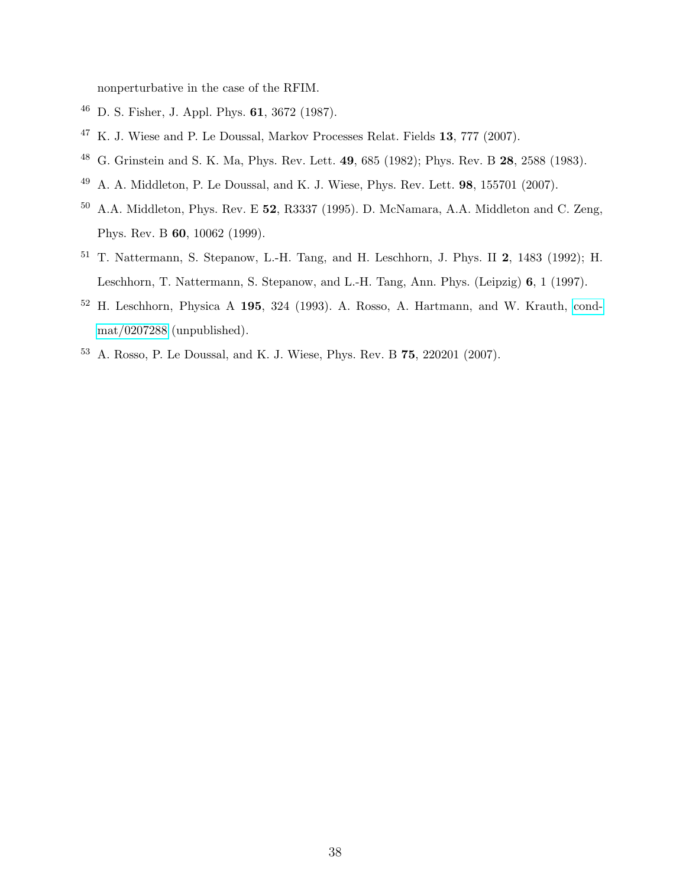nonperturbative in the case of the RFIM.

[46] D. S. Fisher, J. Appl. Phys. **61**, 3672 (1987).

[47] K. J. Wiese and P. Le Doussal, Markov Processes Relat. Fields **13**, 777 (2007).

[48] G. Grinstein and S. K. Ma, Phys. Rev. Lett. **49**, 685 (1982); Phys. Rev. B **28**, 2588 (1983).

[49] A. A. Middleton, P. Le Doussal, and K. J. Wiese, Phys. Rev. Lett. **98**, 155701 (2007).

[50] A.A. Middleton, Phys. Rev. E **52**, R3337 (1995). D. McNamara, A.A. Middleton and C. Zeng, Phys. Rev. B **60**, 10062 (1999).

[51] T. Nattermann, S. Stepanow, L.-H. Tang, and H. Leschhorn, J. Phys. II **2**, 1483 (1992); H. Leschhorn, T. Nattermann, S. Stepanow, and L.-H. Tang, Ann. Phys. (Leipzig) **6**, 1 (1997).

[52] H. Leschhorn, Physica A **195**, 324 (1993). A. Rosso, A. Hartmann, and W. Krauth, cond-mat/0207288 (unpublished).

[53] A. Rosso, P. Le Doussal, and K. J. Wiese, Phys. Rev. B **75**, 220201 (2007).